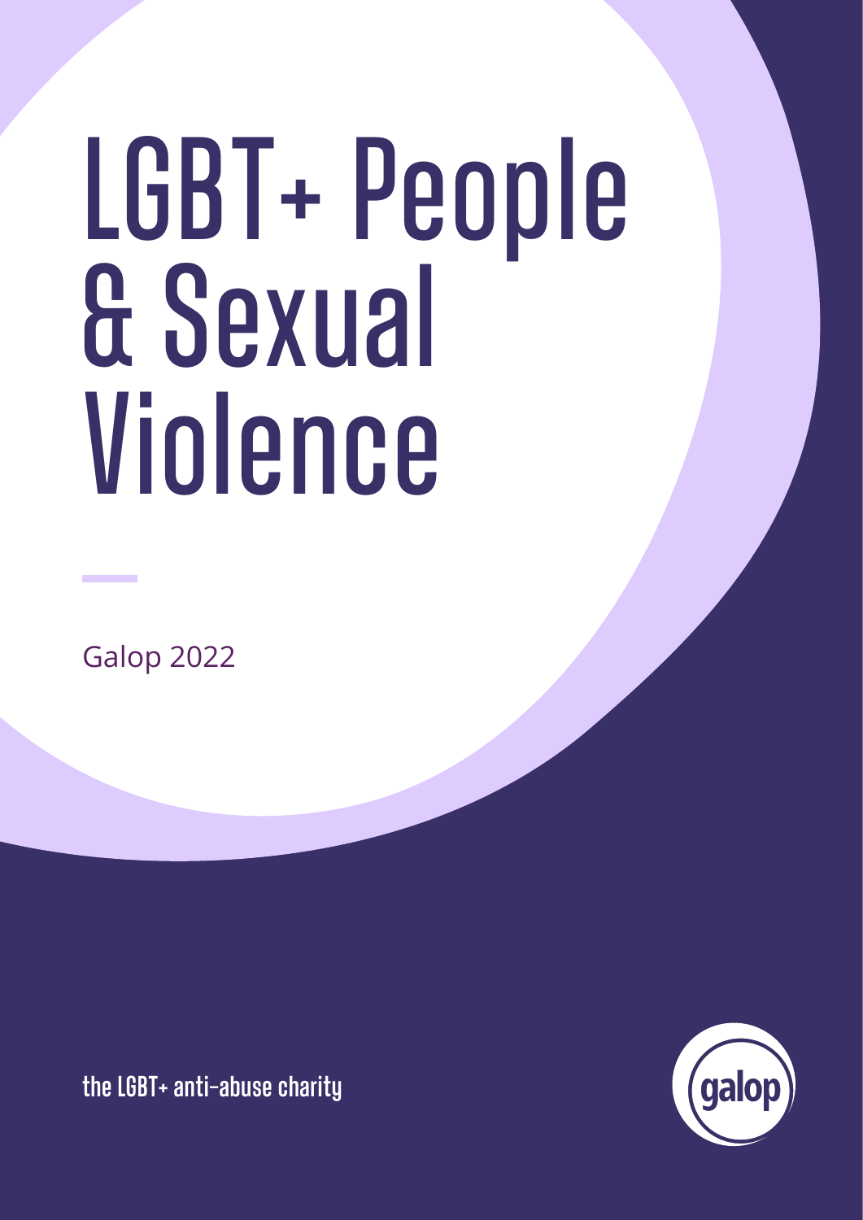# LGBT+ People & Sexual Violence

Galop 2022

the LGBT+ anti-abuse charity

galop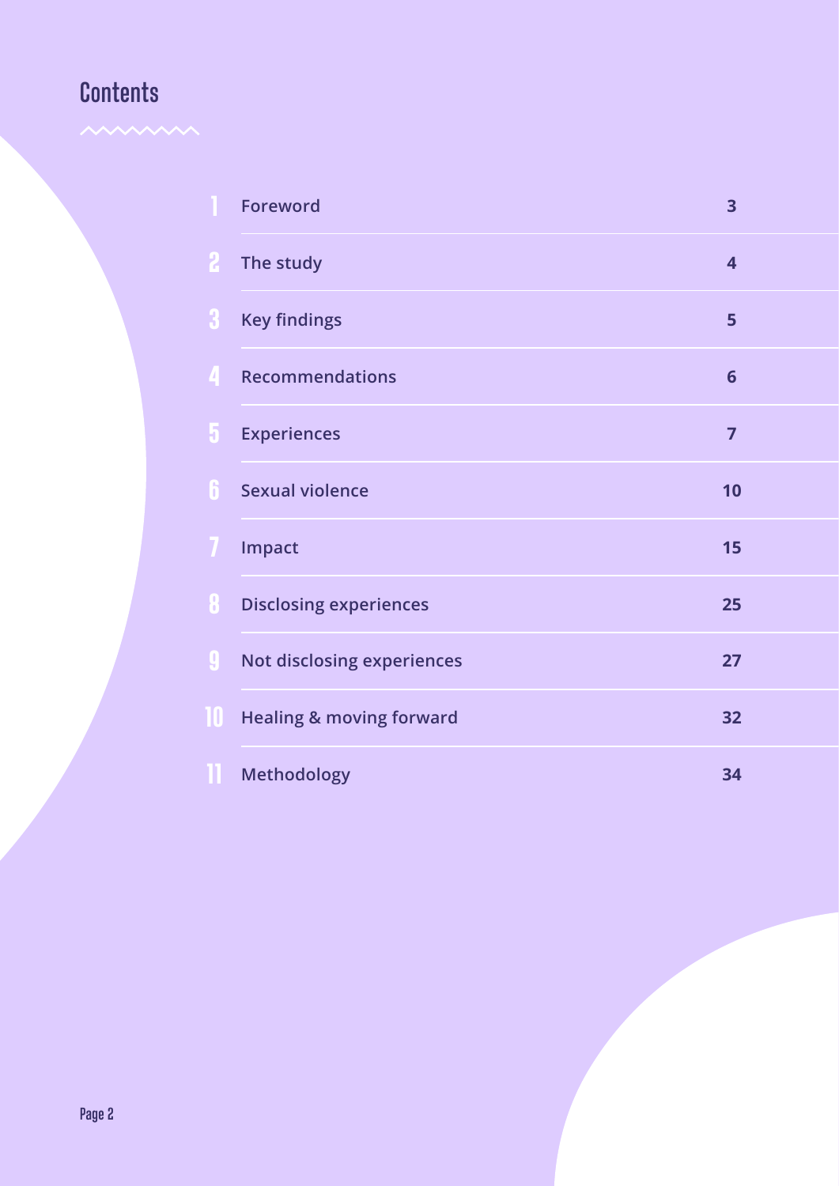# Contents

| | | |
|---|---|---|
| 1 | Foreword | 3 |
| 2 | The study | 4 |
| 3 | Key findings | 5 |
| 4 | Recommendations | 6 |
| 5 | Experiences | 7 |
| 6 | Sexual violence | 10 |
| 7 | Impact | 15 |
| 8 | Disclosing experiences | 25 |
| 9 | Not disclosing experiences | 27 |
| 10 | Healing & moving forward | 32 |
| 11 | Methodology | 34 |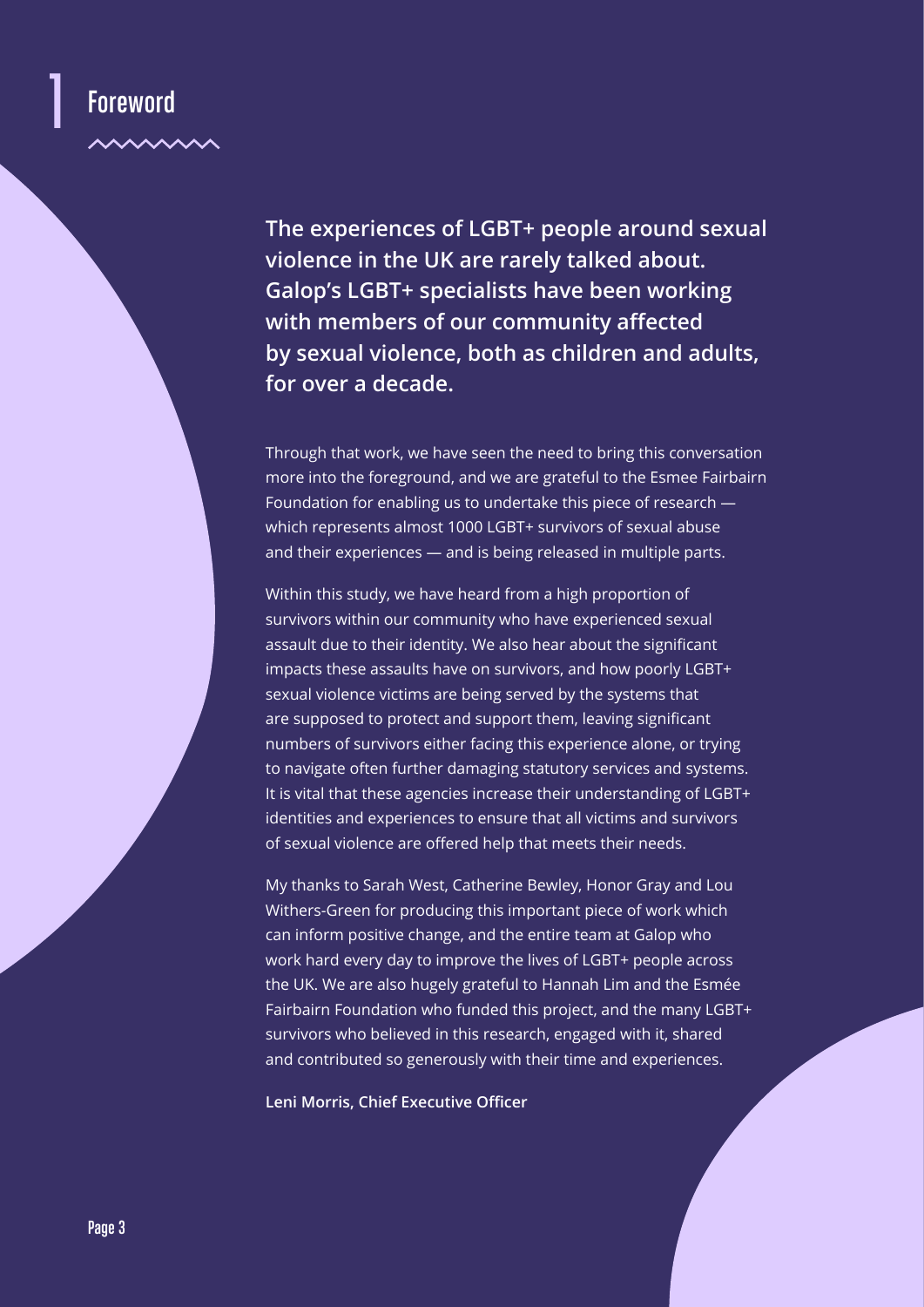# 1 Foreword

**The experiences of LGBT+ people around sexual violence in the UK are rarely talked about. Galop's LGBT+ specialists have been working with members of our community affected by sexual violence, both as children and adults, for over a decade.**

Through that work, we have seen the need to bring this conversation more into the foreground, and we are grateful to the Esmee Fairbairn Foundation for enabling us to undertake this piece of research — which represents almost 1000 LGBT+ survivors of sexual abuse and their experiences — and is being released in multiple parts.

Within this study, we have heard from a high proportion of survivors within our community who have experienced sexual assault due to their identity. We also hear about the significant impacts these assaults have on survivors, and how poorly LGBT+ sexual violence victims are being served by the systems that are supposed to protect and support them, leaving significant numbers of survivors either facing this experience alone, or trying to navigate often further damaging statutory services and systems. It is vital that these agencies increase their understanding of LGBT+ identities and experiences to ensure that all victims and survivors of sexual violence are offered help that meets their needs.

My thanks to Sarah West, Catherine Bewley, Honor Gray and Lou Withers-Green for producing this important piece of work which can inform positive change, and the entire team at Galop who work hard every day to improve the lives of LGBT+ people across the UK. We are also hugely grateful to Hannah Lim and the Esmée Fairbairn Foundation who funded this project, and the many LGBT+ survivors who believed in this research, engaged with it, shared and contributed so generously with their time and experiences.

**Leni Morris, Chief Executive Officer**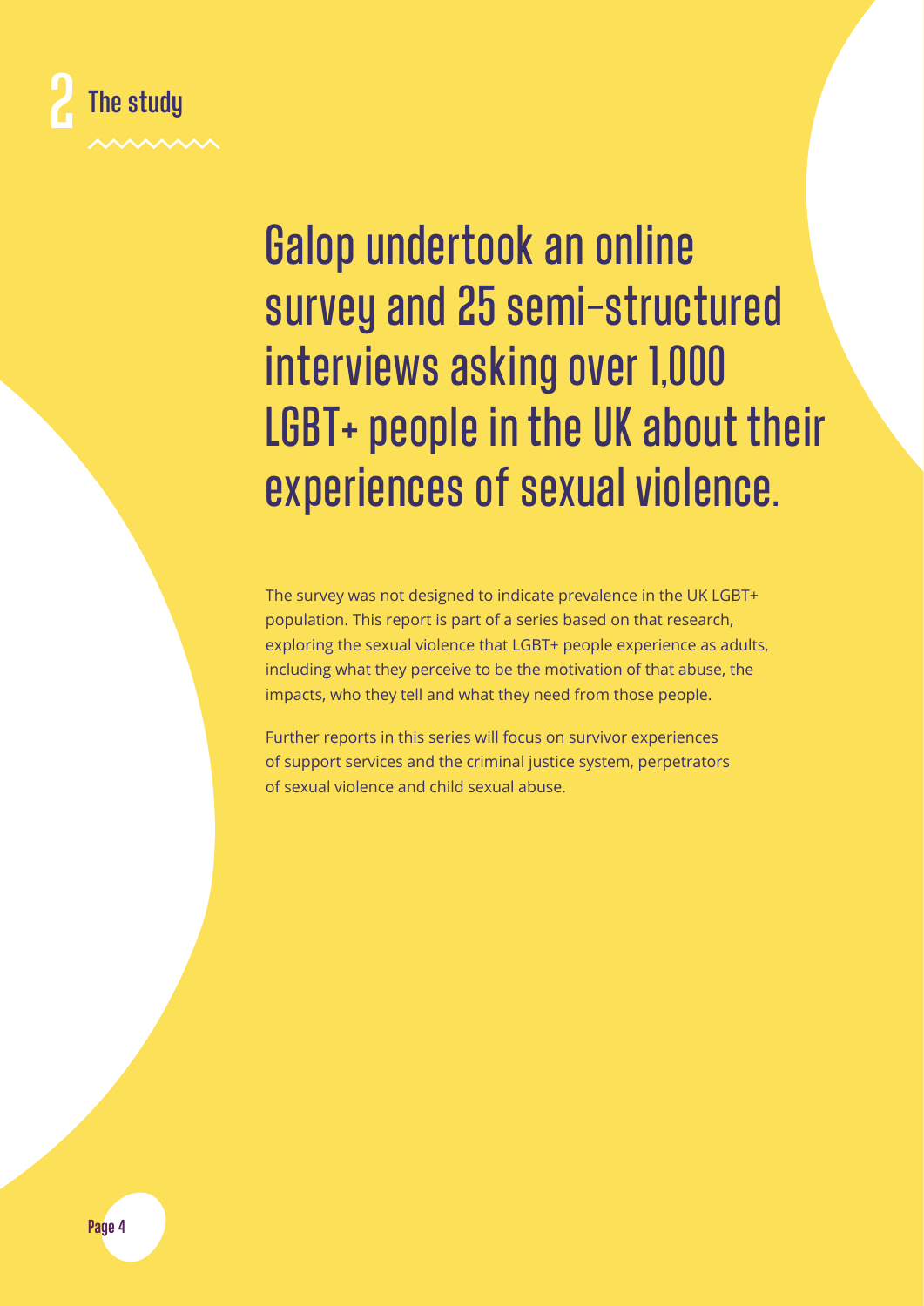## 2 The study

# Galop undertook an online survey and 25 semi-structured interviews asking over 1,000 LGBT+ people in the UK about their experiences of sexual violence.

The survey was not designed to indicate prevalence in the UK LGBT+ population. This report is part of a series based on that research, exploring the sexual violence that LGBT+ people experience as adults, including what they perceive to be the motivation of that abuse, the impacts, who they tell and what they need from those people.

Further reports in this series will focus on survivor experiences of support services and the criminal justice system, perpetrators of sexual violence and child sexual abuse.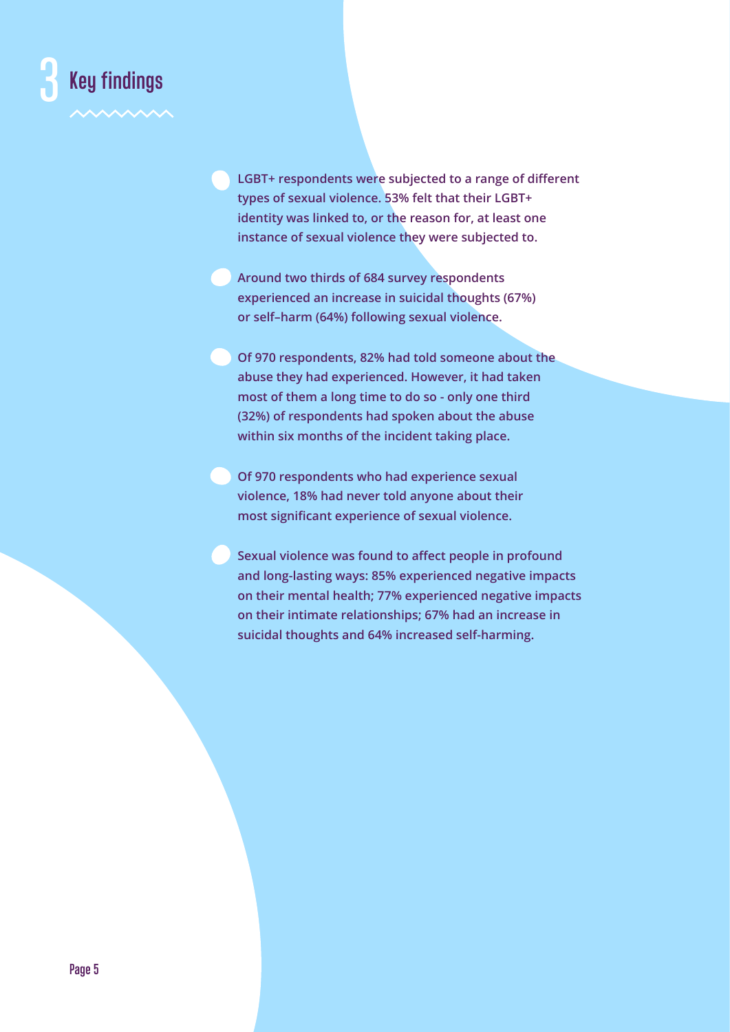# 3 Key findings

- **LGBT+ respondents were subjected to a range of different types of sexual violence. 53% felt that their LGBT+ identity was linked to, or the reason for, at least one instance of sexual violence they were subjected to.**

- **Around two thirds of 684 survey respondents experienced an increase in suicidal thoughts (67%) or self–harm (64%) following sexual violence.**

- **Of 970 respondents, 82% had told someone about the abuse they had experienced. However, it had taken most of them a long time to do so - only one third (32%) of respondents had spoken about the abuse within six months of the incident taking place.**

- **Of 970 respondents who had experience sexual violence, 18% had never told anyone about their most significant experience of sexual violence.**

- **Sexual violence was found to affect people in profound and long-lasting ways: 85% experienced negative impacts on their mental health; 77% experienced negative impacts on their intimate relationships; 67% had an increase in suicidal thoughts and 64% increased self-harming.**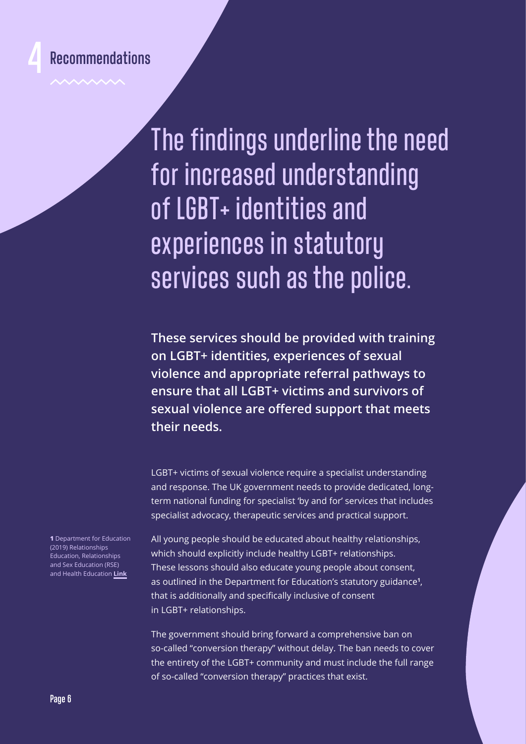# 4 Recommendations

## The findings underline the need for increased understanding of LGBT+ identities and experiences in statutory services such as the police.

**These services should be provided with training on LGBT+ identities, experiences of sexual violence and appropriate referral pathways to ensure that all LGBT+ victims and survivors of sexual violence are offered support that meets their needs.**

LGBT+ victims of sexual violence require a specialist understanding and response. The UK government needs to provide dedicated, long-term national funding for specialist 'by and for' services that includes specialist advocacy, therapeutic services and practical support.

All young people should be educated about healthy relationships, which should explicitly include healthy LGBT+ relationships. These lessons should also educate young people about consent, as outlined in the Department for Education's statutory guidance[1], that is additionally and specifically inclusive of consent in LGBT+ relationships.

The government should bring forward a comprehensive ban on so-called "conversion therapy" without delay. The ban needs to cover the entirety of the LGBT+ community and must include the full range of so-called "conversion therapy" practices that exist.

**1** Department for Education (2019) Relationships Education, Relationships and Sex Education (RSE) and Health Education **Link**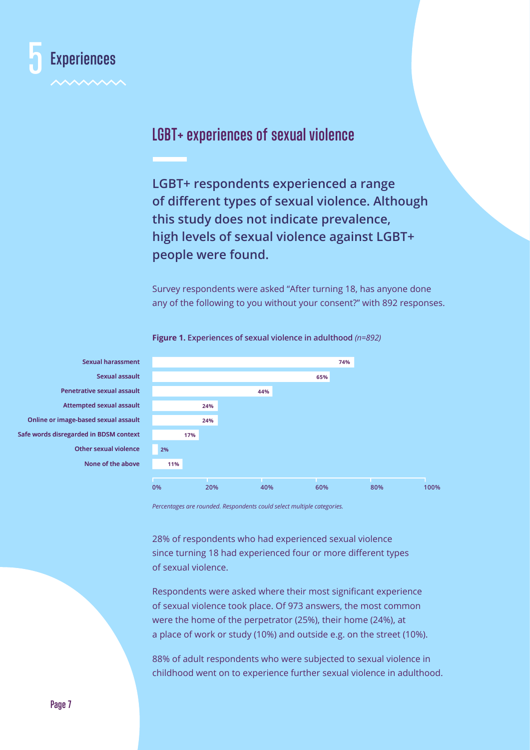# 5 Experiences

## LGBT+ experiences of sexual violence

**LGBT+ respondents experienced a range of different types of sexual violence. Although this study does not indicate prevalence, high levels of sexual violence against LGBT+ people were found.**

Survey respondents were asked "After turning 18, has anyone done any of the following to you without your consent?" with 892 responses.

**Figure 1.** **Experiences of sexual violence in adulthood** *(n=892)*

| Experience | % |
|---|---|
| Sexual harassment | 74% |
| Sexual assault | 65% |
| Penetrative sexual assault | 44% |
| Attempted sexual assault | 24% |
| Online or image-based sexual assault | 24% |
| Safe words disregarded in BDSM context | 17% |
| Other sexual violence | 2% |
| None of the above | 11% |

*Percentages are rounded. Respondents could select multiple categories.*

28% of respondents who had experienced sexual violence since turning 18 had experienced four or more different types of sexual violence.

Respondents were asked where their most significant experience of sexual violence took place. Of 973 answers, the most common were the home of the perpetrator (25%), their home (24%), at a place of work or study (10%) and outside e.g. on the street (10%).

88% of adult respondents who were subjected to sexual violence in childhood went on to experience further sexual violence in adulthood.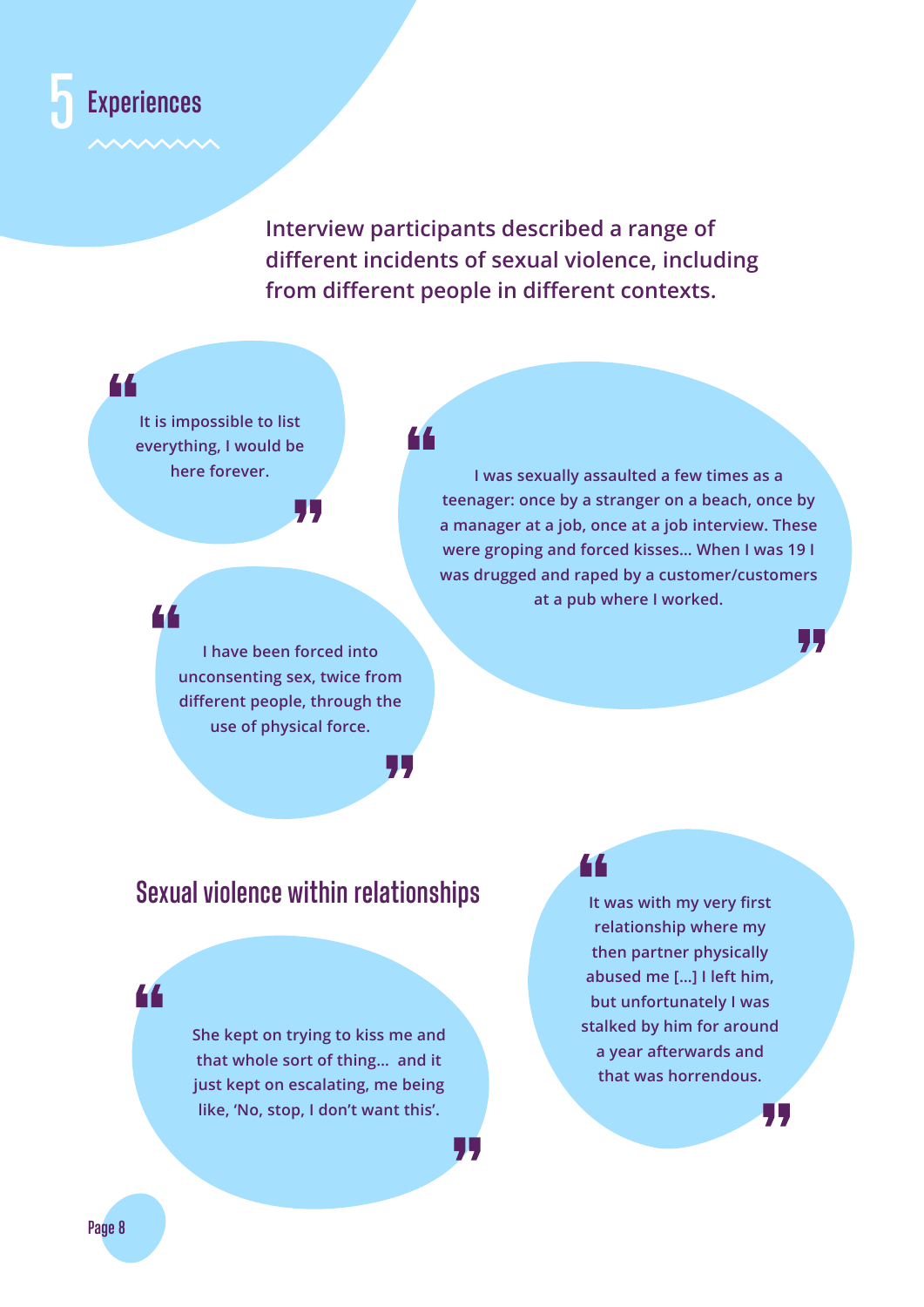# 5 Experiences

**Interview participants described a range of different incidents of sexual violence, including from different people in different contexts.**

> It is impossible to list everything, I would be here forever.

> I was sexually assaulted a few times as a teenager: once by a stranger on a beach, once by a manager at a job, once at a job interview. These were groping and forced kisses... When I was 19 I was drugged and raped by a customer/customers at a pub where I worked.

> I have been forced into unconsenting sex, twice from different people, through the use of physical force.

## Sexual violence within relationships

> She kept on trying to kiss me and that whole sort of thing... and it just kept on escalating, me being like, 'No, stop, I don't want this'.

> It was with my very first relationship where my then partner physically abused me [...] I left him, but unfortunately I was stalked by him for around a year afterwards and that was horrendous.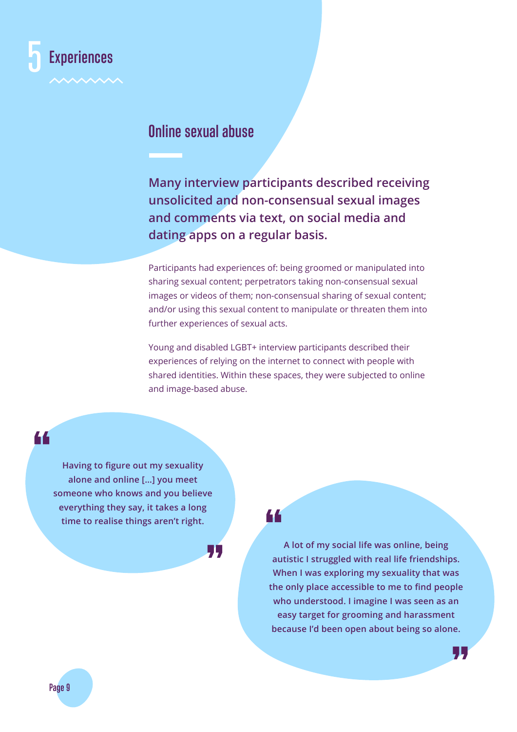# 5 Experiences

## Online sexual abuse

**Many interview participants described receiving unsolicited and non-consensual sexual images and comments via text, on social media and dating apps on a regular basis.**

Participants had experiences of: being groomed or manipulated into sharing sexual content; perpetrators taking non-consensual sexual images or videos of them; non-consensual sharing of sexual content; and/or using this sexual content to manipulate or threaten them into further experiences of sexual acts.

Young and disabled LGBT+ interview participants described their experiences of relying on the internet to connect with people with shared identities. Within these spaces, they were subjected to online and image-based abuse.

> **"Having to figure out my sexuality alone and online [...] you meet someone who knows and you believe everything they say, it takes a long time to realise things aren't right."**

> **"A lot of my social life was online, being autistic I struggled with real life friendships. When I was exploring my sexuality that was the only place accessible to me to find people who understood. I imagine I was seen as an easy target for grooming and harassment because I'd been open about being so alone."**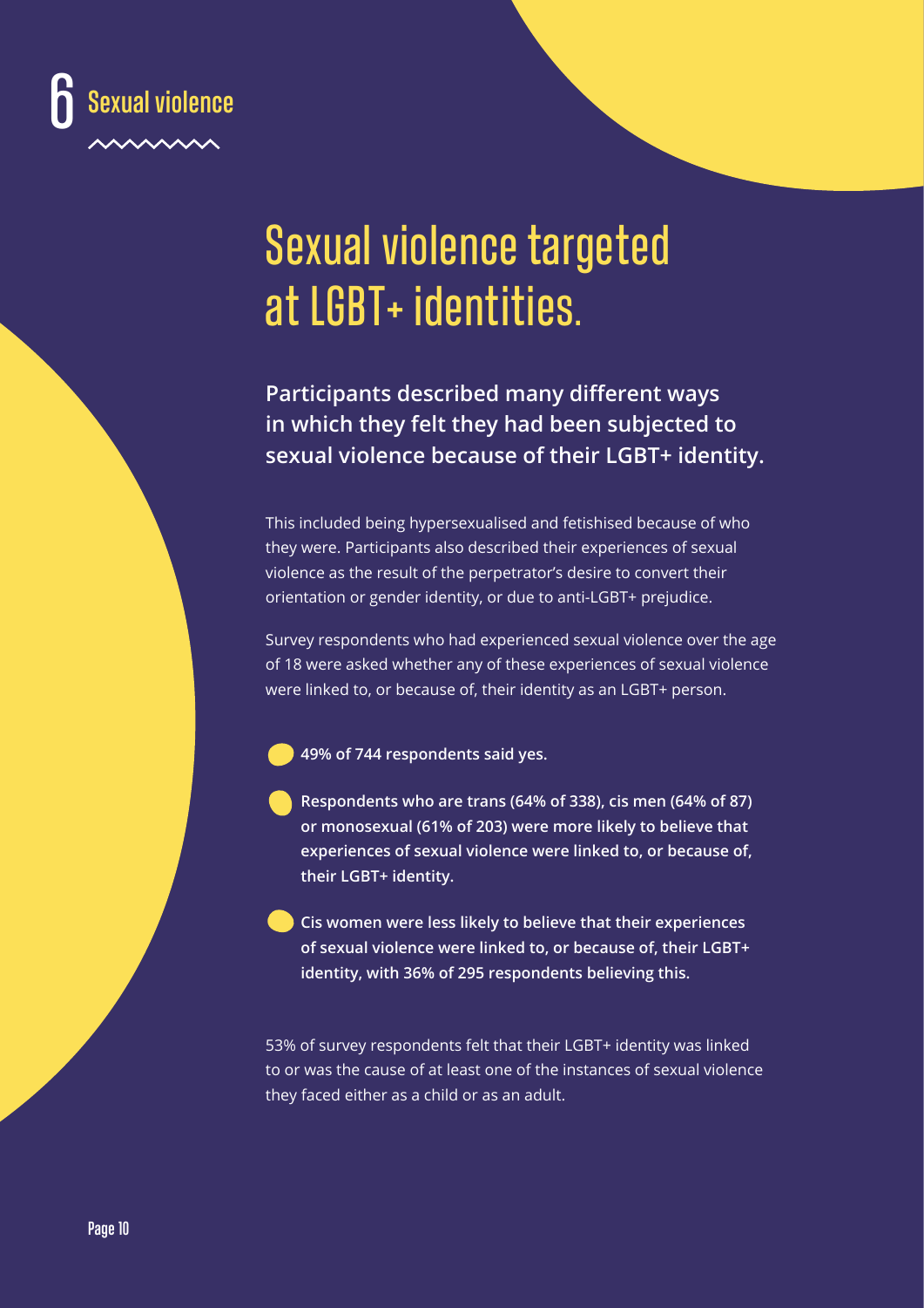# 6 Sexual violence

## Sexual violence targeted at LGBT+ identities.

**Participants described many different ways in which they felt they had been subjected to sexual violence because of their LGBT+ identity.**

This included being hypersexualised and fetishised because of who they were. Participants also described their experiences of sexual violence as the result of the perpetrator's desire to convert their orientation or gender identity, or due to anti-LGBT+ prejudice.

Survey respondents who had experienced sexual violence over the age of 18 were asked whether any of these experiences of sexual violence were linked to, or because of, their identity as an LGBT+ person.

- **49% of 744 respondents said yes.**
- **Respondents who are trans (64% of 338), cis men (64% of 87) or monosexual (61% of 203) were more likely to believe that experiences of sexual violence were linked to, or because of, their LGBT+ identity.**
- **Cis women were less likely to believe that their experiences of sexual violence were linked to, or because of, their LGBT+ identity, with 36% of 295 respondents believing this.**

53% of survey respondents felt that their LGBT+ identity was linked to or was the cause of at least one of the instances of sexual violence they faced either as a child or as an adult.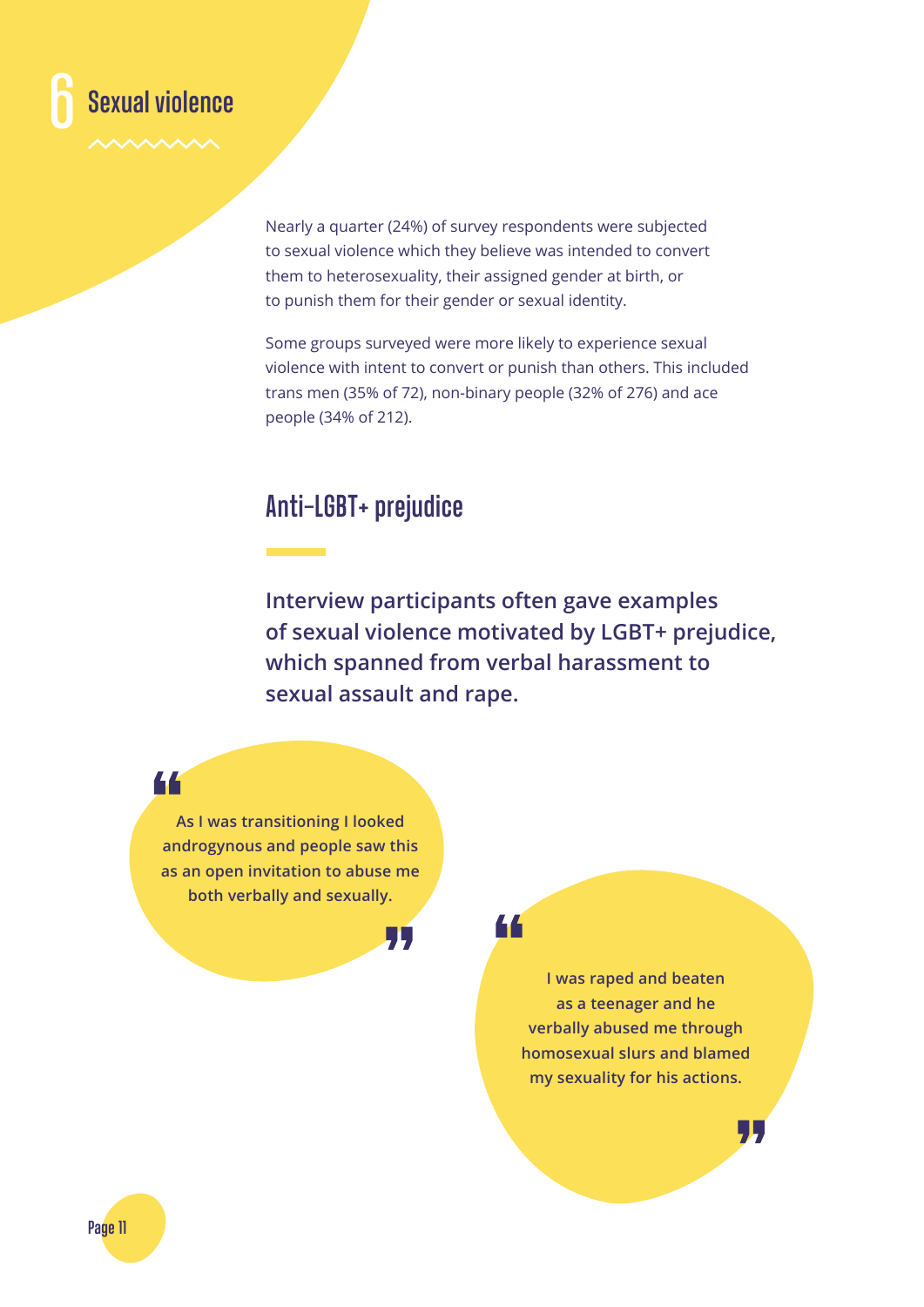# 6 Sexual violence

Nearly a quarter (24%) of survey respondents were subjected to sexual violence which they believe was intended to convert them to heterosexuality, their assigned gender at birth, or to punish them for their gender or sexual identity.

Some groups surveyed were more likely to experience sexual violence with intent to convert or punish than others. This included trans men (35% of 72), non-binary people (32% of 276) and ace people (34% of 212).

## Anti-LGBT+ prejudice

**Interview participants often gave examples of sexual violence motivated by LGBT+ prejudice, which spanned from verbal harassment to sexual assault and rape.**

> **"As I was transitioning I looked androgynous and people saw this as an open invitation to abuse me both verbally and sexually."**

> **"I was raped and beaten as a teenager and he verbally abused me through homosexual slurs and blamed my sexuality for his actions."**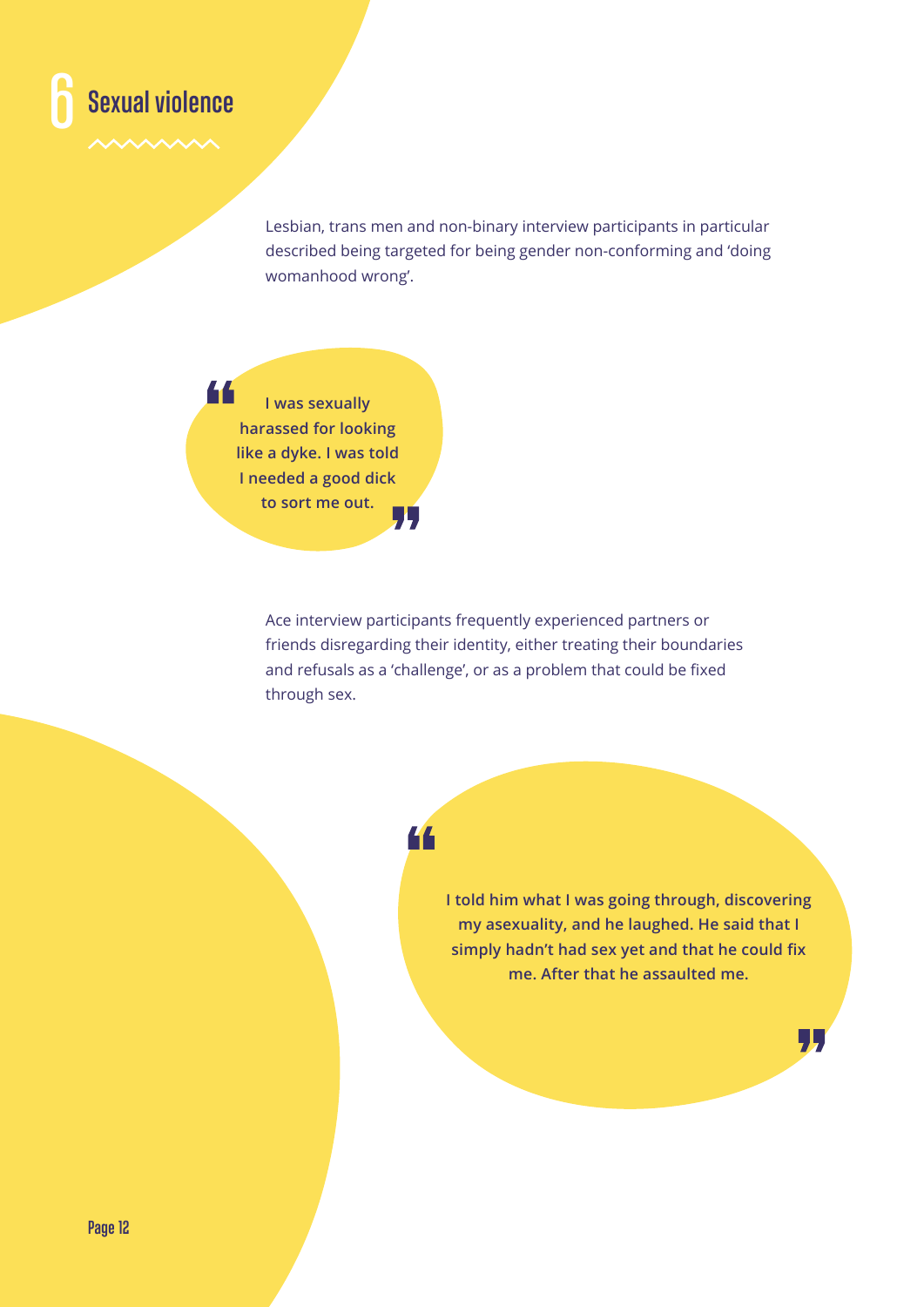# 6 Sexual violence

Lesbian, trans men and non-binary interview participants in particular described being targeted for being gender non-conforming and 'doing womanhood wrong'.

> **"I was sexually harassed for looking like a dyke. I was told I needed a good dick to sort me out."**

Ace interview participants frequently experienced partners or friends disregarding their identity, either treating their boundaries and refusals as a 'challenge', or as a problem that could be fixed through sex.

> **"I told him what I was going through, discovering my asexuality, and he laughed. He said that I simply hadn't had sex yet and that he could fix me. After that he assaulted me."**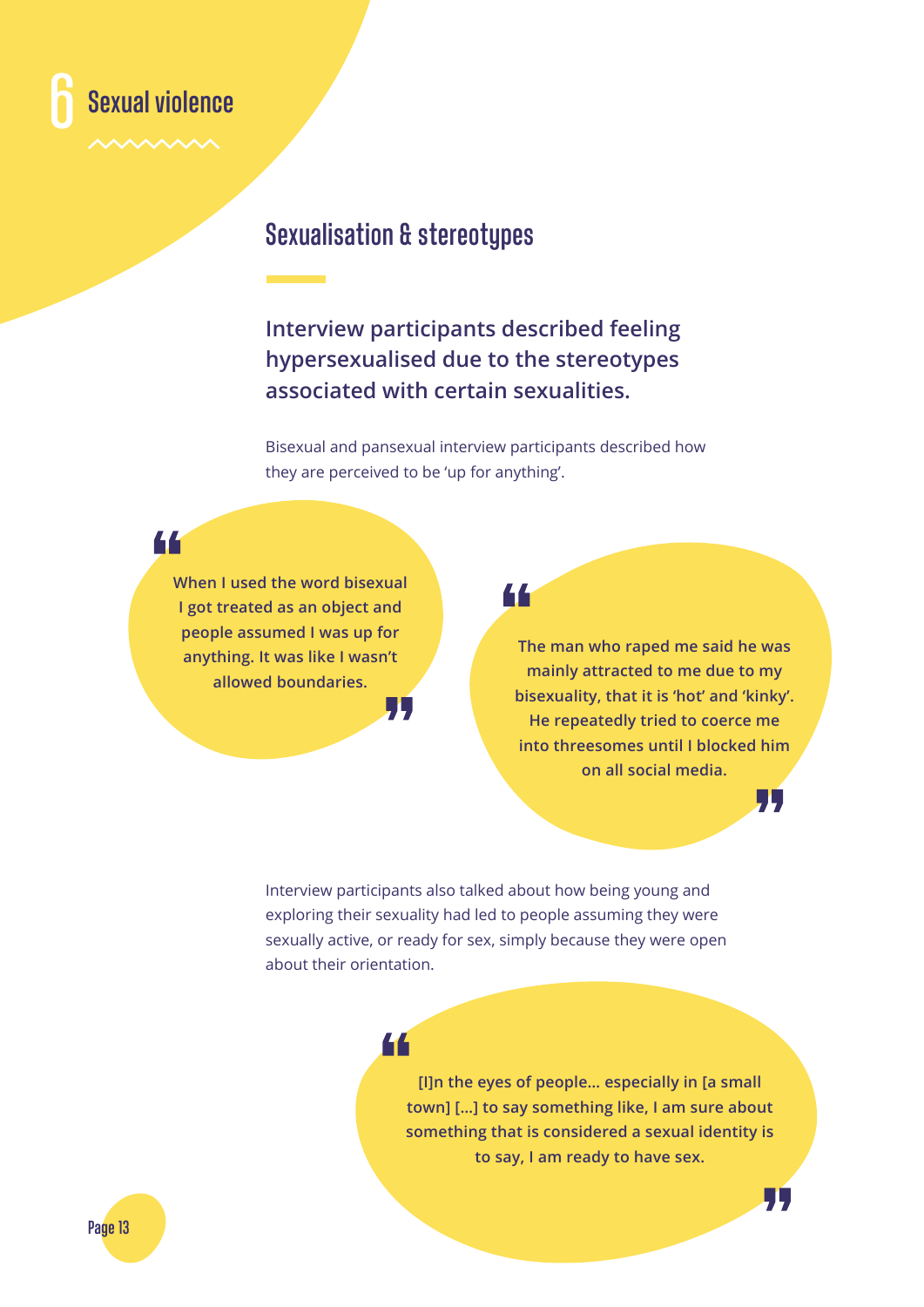# 6 Sexual violence

## Sexualisation & stereotypes

**Interview participants described feeling hypersexualised due to the stereotypes associated with certain sexualities.**

Bisexual and pansexual interview participants described how they are perceived to be 'up for anything'.

> **When I used the word bisexual I got treated as an object and people assumed I was up for anything. It was like I wasn't allowed boundaries.**

> **The man who raped me said he was mainly attracted to me due to my bisexuality, that it is 'hot' and 'kinky'. He repeatedly tried to coerce me into threesomes until I blocked him on all social media.**

Interview participants also talked about how being young and exploring their sexuality had led to people assuming they were sexually active, or ready for sex, simply because they were open about their orientation.

> **[I]n the eyes of people... especially in [a small town] [...] to say something like, I am sure about something that is considered a sexual identity is to say, I am ready to have sex.**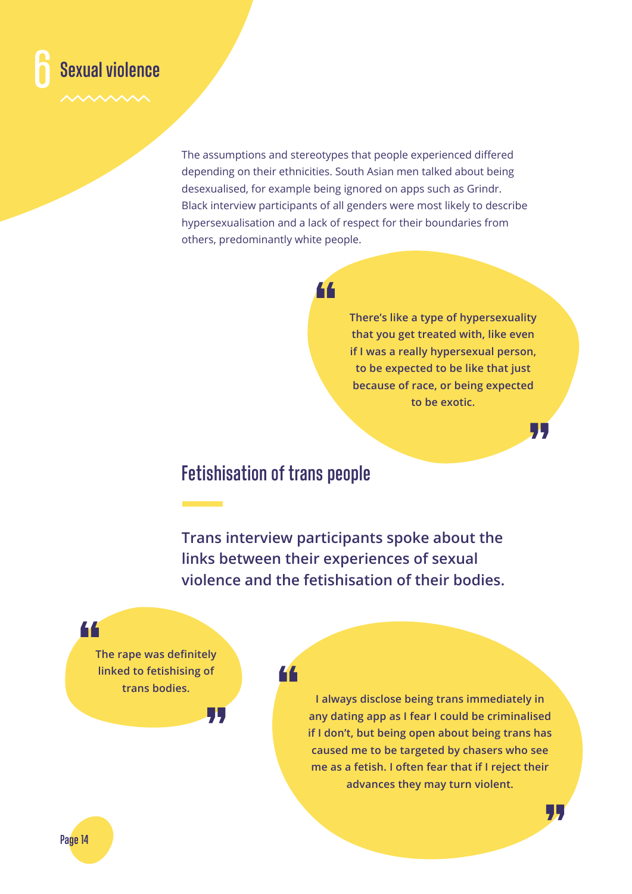# 6 Sexual violence

The assumptions and stereotypes that people experienced differed depending on their ethnicities. South Asian men talked about being desexualised, for example being ignored on apps such as Grindr. Black interview participants of all genders were most likely to describe hypersexualisation and a lack of respect for their boundaries from others, predominantly white people.

> "There's like a type of hypersexuality that you get treated with, like even if I was a really hypersexual person, to be expected to be like that just because of race, or being expected to be exotic."

## Fetishisation of trans people

**Trans interview participants spoke about the links between their experiences of sexual violence and the fetishisation of their bodies.**

> "The rape was definitely linked to fetishising of trans bodies."

> "I always disclose being trans immediately in any dating app as I fear I could be criminalised if I don't, but being open about being trans has caused me to be targeted by chasers who see me as a fetish. I often fear that if I reject their advances they may turn violent."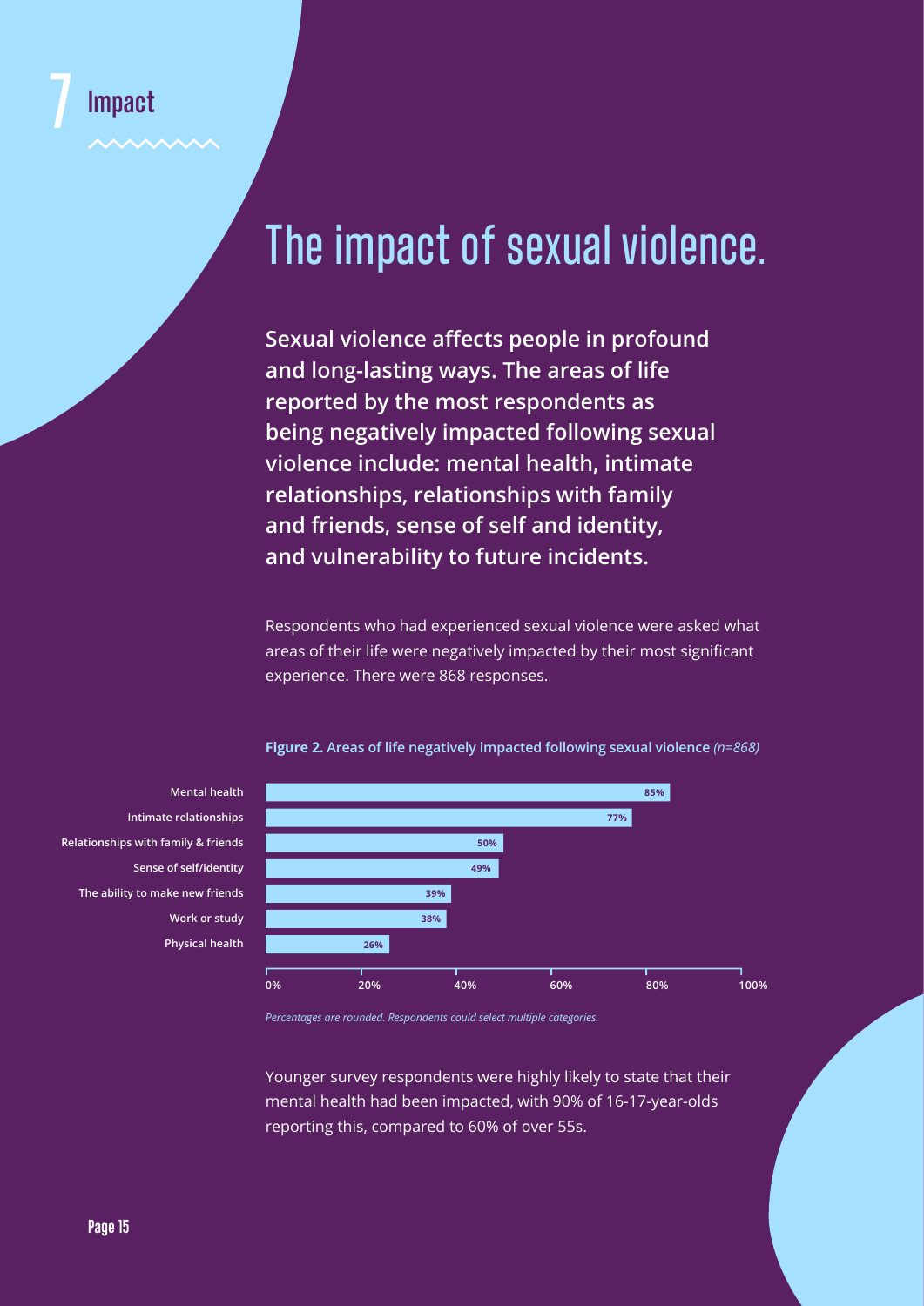# 7 Impact

## The impact of sexual violence.

**Sexual violence affects people in profound and long-lasting ways. The areas of life reported by the most respondents as being negatively impacted following sexual violence include: mental health, intimate relationships, relationships with family and friends, sense of self and identity, and vulnerability to future incidents.**

Respondents who had experienced sexual violence were asked what areas of their life were negatively impacted by their most significant experience. There were 868 responses.

**Figure 2.** Areas of life negatively impacted following sexual violence *(n=868)*

| Area of life | % |
|---|---|
| Mental health | 85% |
| Intimate relationships | 77% |
| Relationships with family & friends | 50% |
| Sense of self/identity | 49% |
| The ability to make new friends | 39% |
| Work or study | 38% |
| Physical health | 26% |

*Percentages are rounded. Respondents could select multiple categories.*

Younger survey respondents were highly likely to state that their mental health had been impacted, with 90% of 16-17-year-olds reporting this, compared to 60% of over 55s.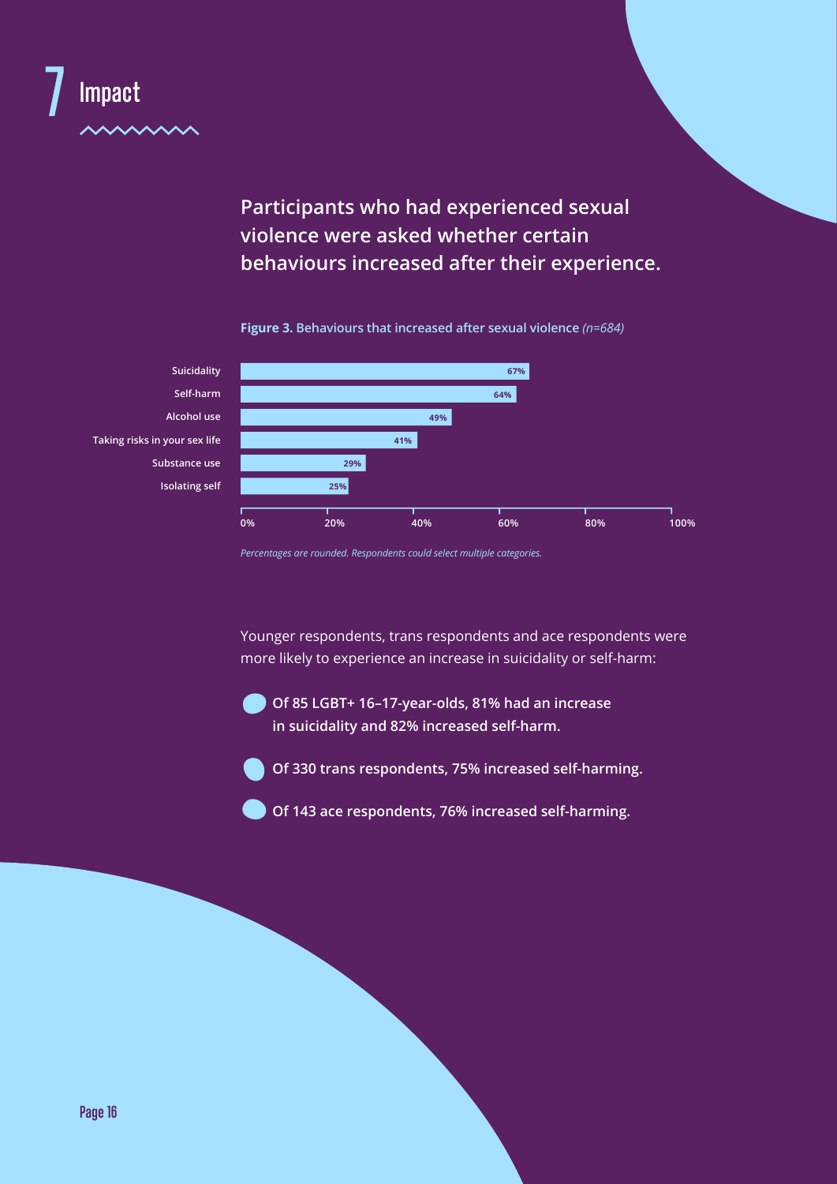# 7 Impact

**Participants who had experienced sexual violence were asked whether certain behaviours increased after their experience.**

**Figure 3.** Behaviours that increased after sexual violence *(n=684)*

| Behaviour | Percentage |
| --- | --- |
| Suicidality | 67% |
| Self-harm | 64% |
| Alcohol use | 49% |
| Taking risks in your sex life | 41% |
| Substance use | 29% |
| Isolating self | 25% |

*Percentages are rounded. Respondents could select multiple categories.*

Younger respondents, trans respondents and ace respondents were more likely to experience an increase in suicidality or self-harm:

- **Of 85 LGBT+ 16–17-year-olds, 81% had an increase in suicidality and 82% increased self-harm.**
- **Of 330 trans respondents, 75% increased self-harming.**
- **Of 143 ace respondents, 76% increased self-harming.**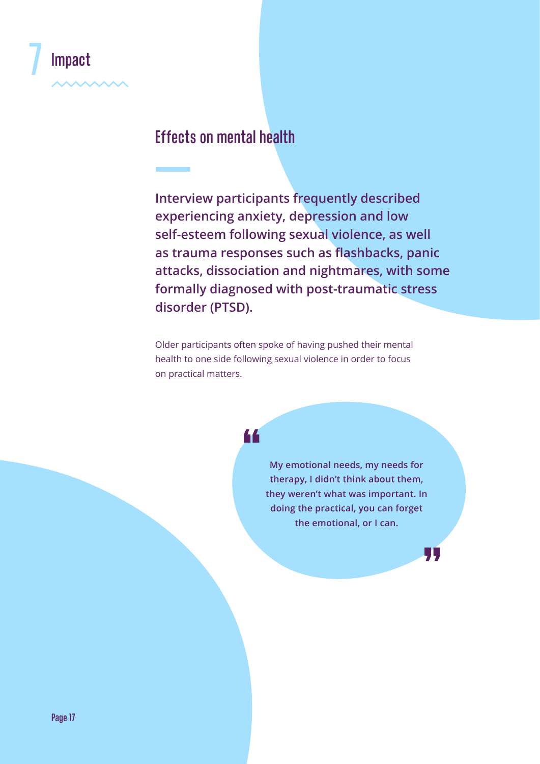# 7 Impact

## Effects on mental health

**Interview participants frequently described experiencing anxiety, depression and low self-esteem following sexual violence, as well as trauma responses such as flashbacks, panic attacks, dissociation and nightmares, with some formally diagnosed with post-traumatic stress disorder (PTSD).**

Older participants often spoke of having pushed their mental health to one side following sexual violence in order to focus on practical matters.

> **“My emotional needs, my needs for therapy, I didn’t think about them, they weren’t what was important. In doing the practical, you can forget the emotional, or I can.”**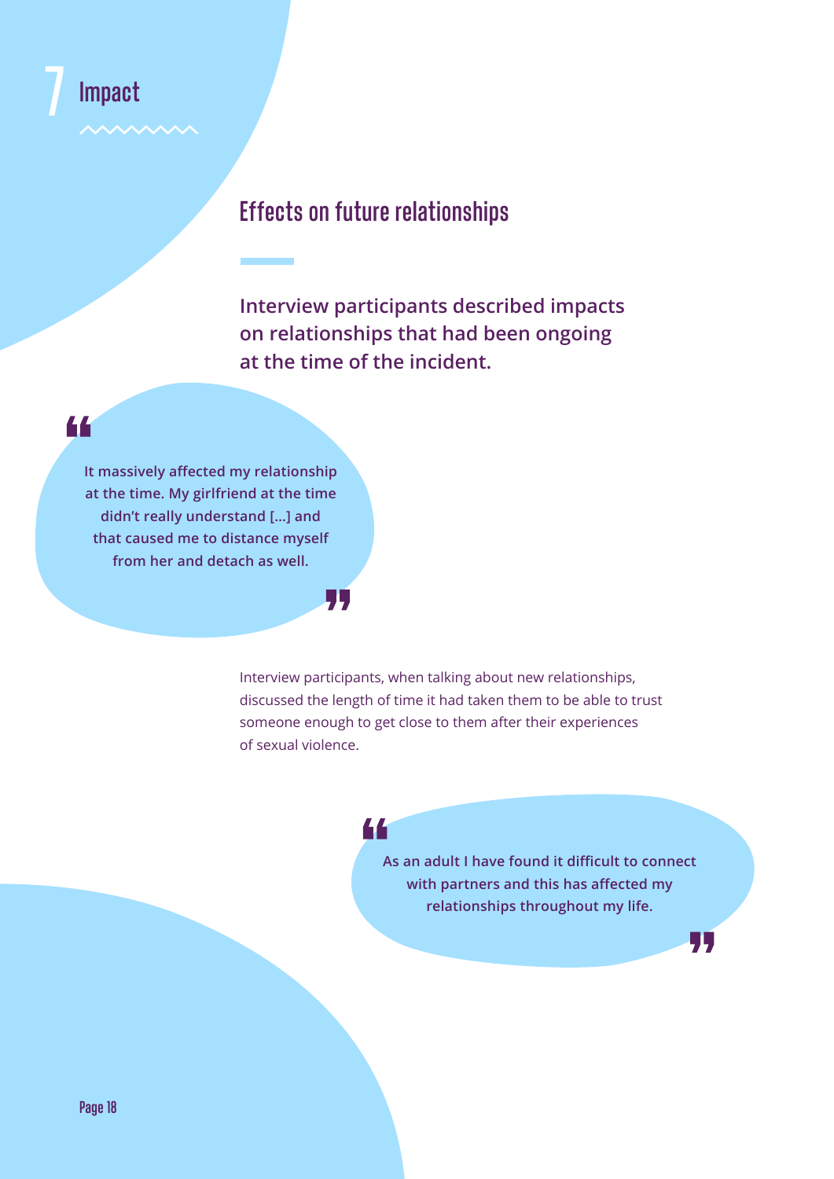# 7 Impact

## Effects on future relationships

**Interview participants described impacts on relationships that had been ongoing at the time of the incident.**

> **"It massively affected my relationship at the time. My girlfriend at the time didn't really understand [...] and that caused me to distance myself from her and detach as well."**

Interview participants, when talking about new relationships, discussed the length of time it had taken them to be able to trust someone enough to get close to them after their experiences of sexual violence.

> **"As an adult I have found it difficult to connect with partners and this has affected my relationships throughout my life."**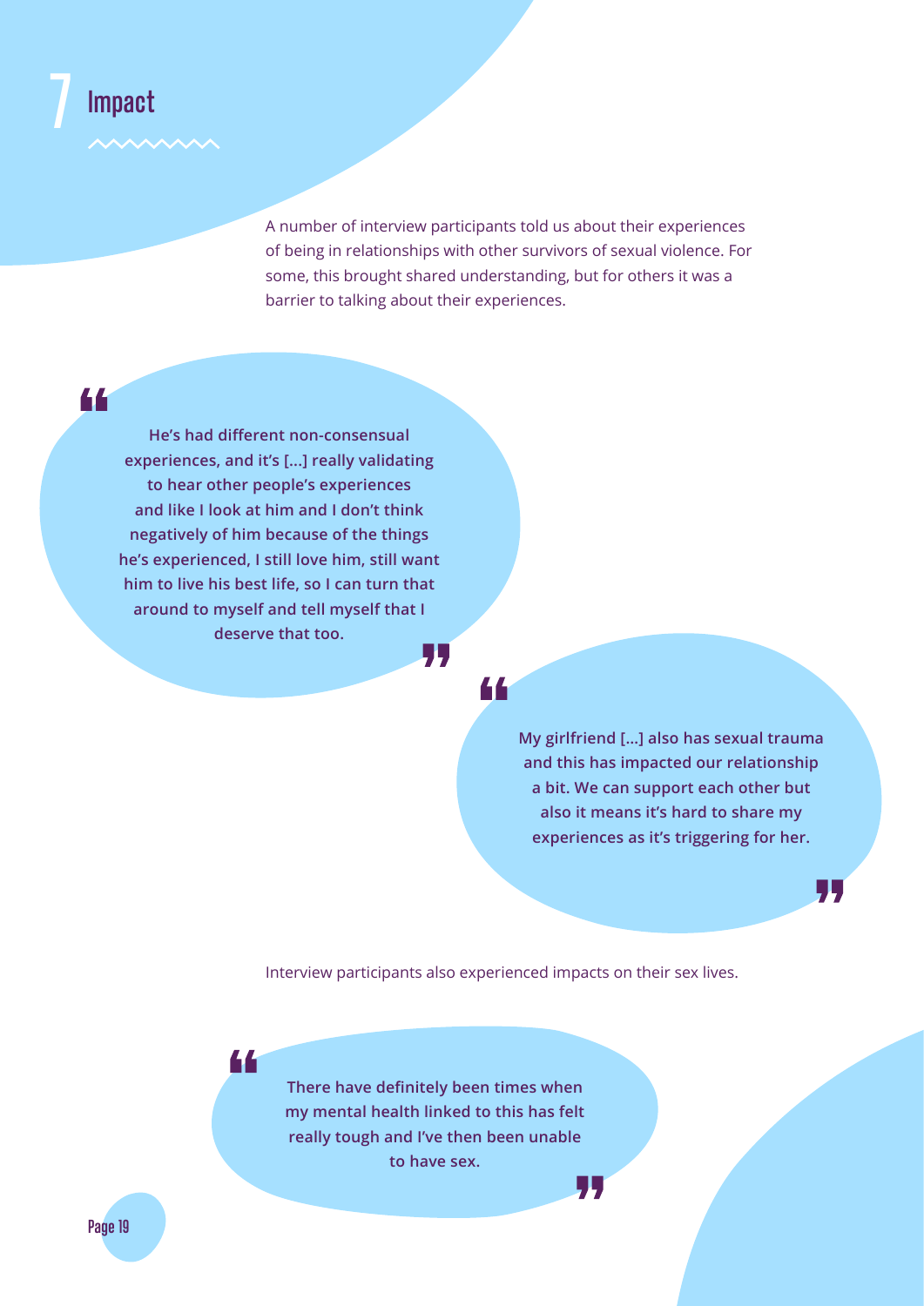# 7 Impact

A number of interview participants told us about their experiences of being in relationships with other survivors of sexual violence. For some, this brought shared understanding, but for others it was a barrier to talking about their experiences.

> **He's had different non-consensual experiences, and it's [...] really validating to hear other people's experiences and like I look at him and I don't think negatively of him because of the things he's experienced, I still love him, still want him to live his best life, so I can turn that around to myself and tell myself that I deserve that too.**

> **My girlfriend [...] also has sexual trauma and this has impacted our relationship a bit. We can support each other but also it means it's hard to share my experiences as it's triggering for her.**

Interview participants also experienced impacts on their sex lives.

> **There have definitely been times when my mental health linked to this has felt really tough and I've then been unable to have sex.**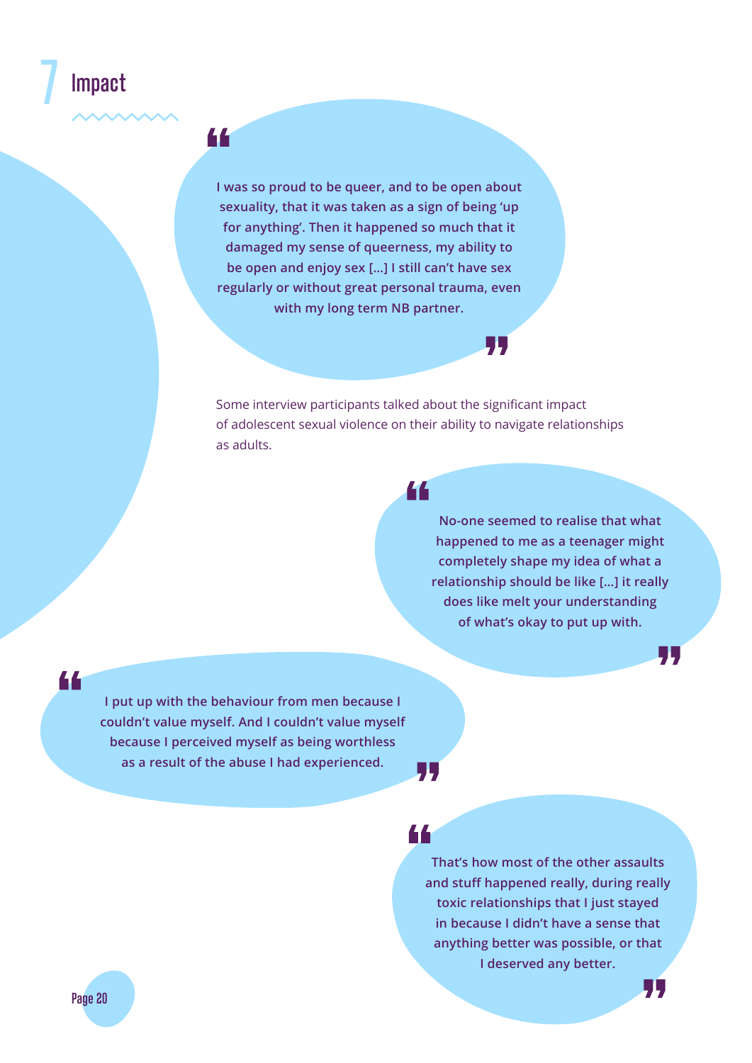# 7 Impact

> I was so proud to be queer, and to be open about sexuality, that it was taken as a sign of being 'up for anything'. Then it happened so much that it damaged my sense of queerness, my ability to be open and enjoy sex [...] I still can't have sex regularly or without great personal trauma, even with my long term NB partner.

Some interview participants talked about the significant impact of adolescent sexual violence on their ability to navigate relationships as adults.

> No-one seemed to realise that what happened to me as a teenager might completely shape my idea of what a relationship should be like [...] it really does like melt your understanding of what's okay to put up with.

> I put up with the behaviour from men because I couldn't value myself. And I couldn't value myself because I perceived myself as being worthless as a result of the abuse I had experienced.

> That's how most of the other assaults and stuff happened really, during really toxic relationships that I just stayed in because I didn't have a sense that anything better was possible, or that I deserved any better.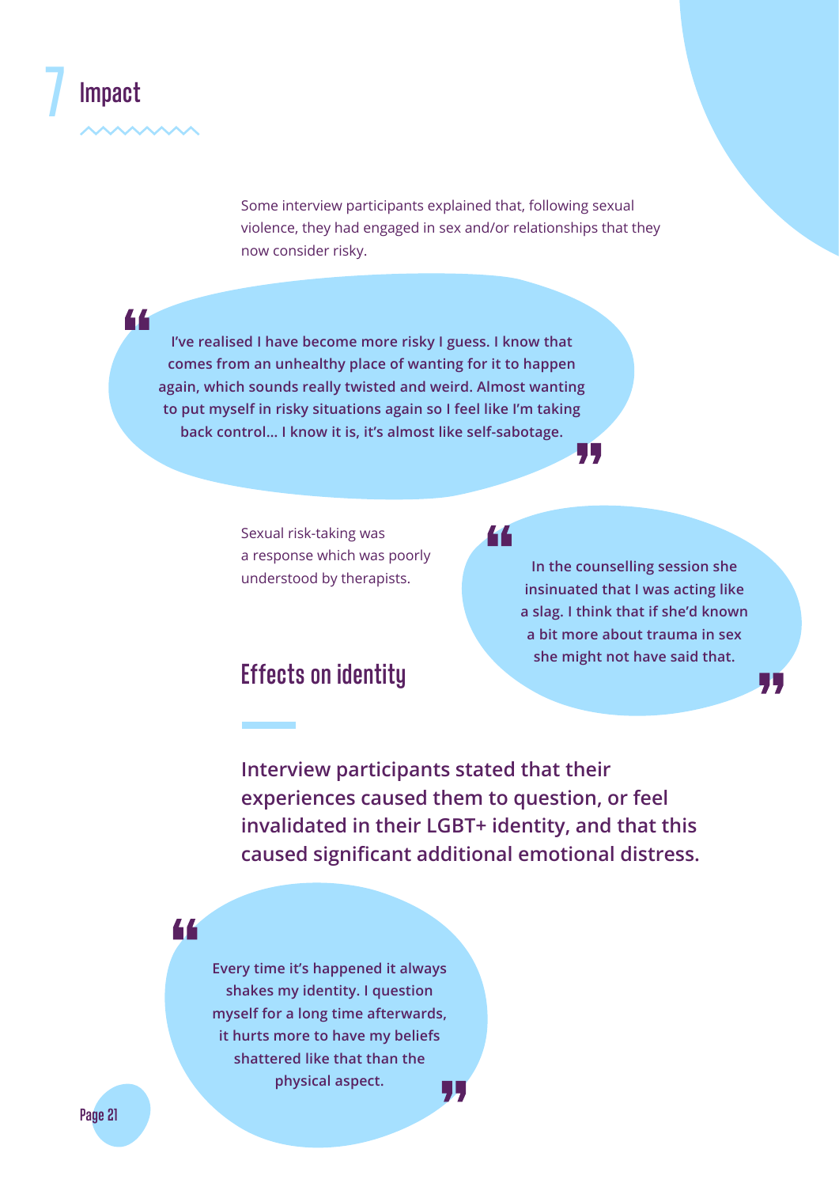# 7 Impact

Some interview participants explained that, following sexual violence, they had engaged in sex and/or relationships that they now consider risky.

> **"I've realised I have become more risky I guess. I know that comes from an unhealthy place of wanting for it to happen again, which sounds really twisted and weird. Almost wanting to put myself in risky situations again so I feel like I'm taking back control... I know it is, it's almost like self-sabotage."**

Sexual risk-taking was a response which was poorly understood by therapists.

> **"In the counselling session she insinuated that I was acting like a slag. I think that if she'd known a bit more about trauma in sex she might not have said that."**

## Effects on identity

**Interview participants stated that their experiences caused them to question, or feel invalidated in their LGBT+ identity, and that this caused significant additional emotional distress.**

> **"Every time it's happened it always shakes my identity. I question myself for a long time afterwards, it hurts more to have my beliefs shattered like that than the physical aspect."**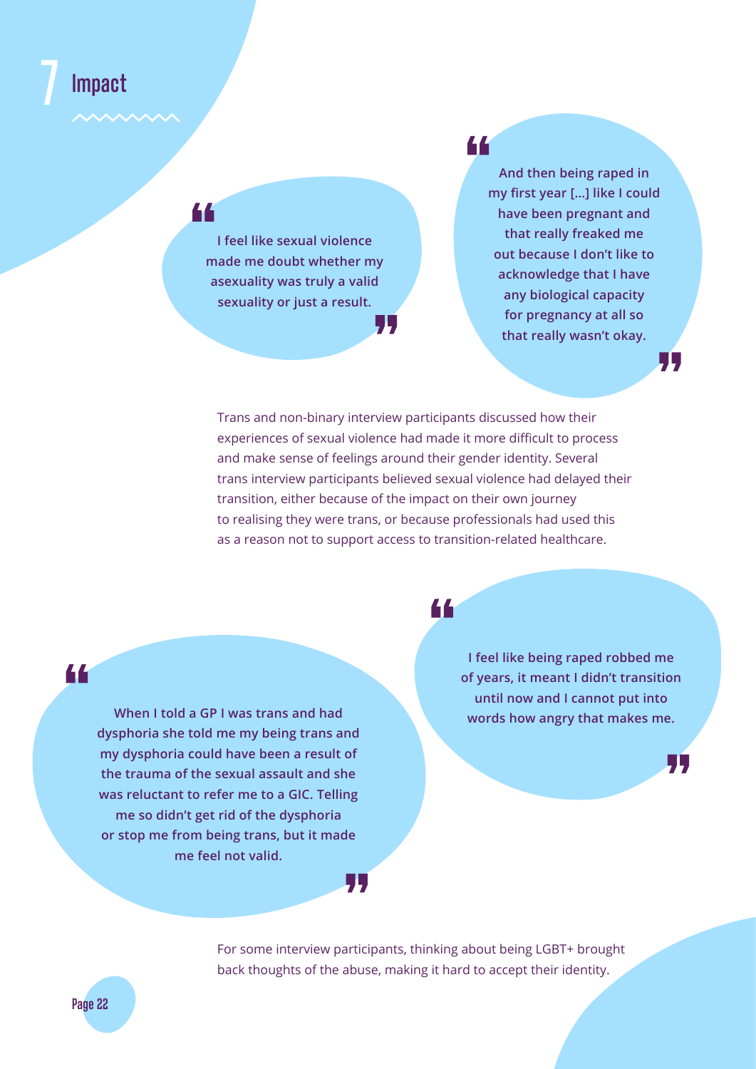# 7 Impact

> I feel like sexual violence made me doubt whether my asexuality was truly a valid sexuality or just a result.

> And then being raped in my first year [...] like I could have been pregnant and that really freaked me out because I don't like to acknowledge that I have any biological capacity for pregnancy at all so that really wasn't okay.

Trans and non-binary interview participants discussed how their experiences of sexual violence had made it more difficult to process and make sense of feelings around their gender identity. Several trans interview participants believed sexual violence had delayed their transition, either because of the impact on their own journey to realising they were trans, or because professionals had used this as a reason not to support access to transition-related healthcare.

> When I told a GP I was trans and had dysphoria she told me my being trans and my dysphoria could have been a result of the trauma of the sexual assault and she was reluctant to refer me to a GIC. Telling me so didn't get rid of the dysphoria or stop me from being trans, but it made me feel not valid.

> I feel like being raped robbed me of years, it meant I didn't transition until now and I cannot put into words how angry that makes me.

For some interview participants, thinking about being LGBT+ brought back thoughts of the abuse, making it hard to accept their identity.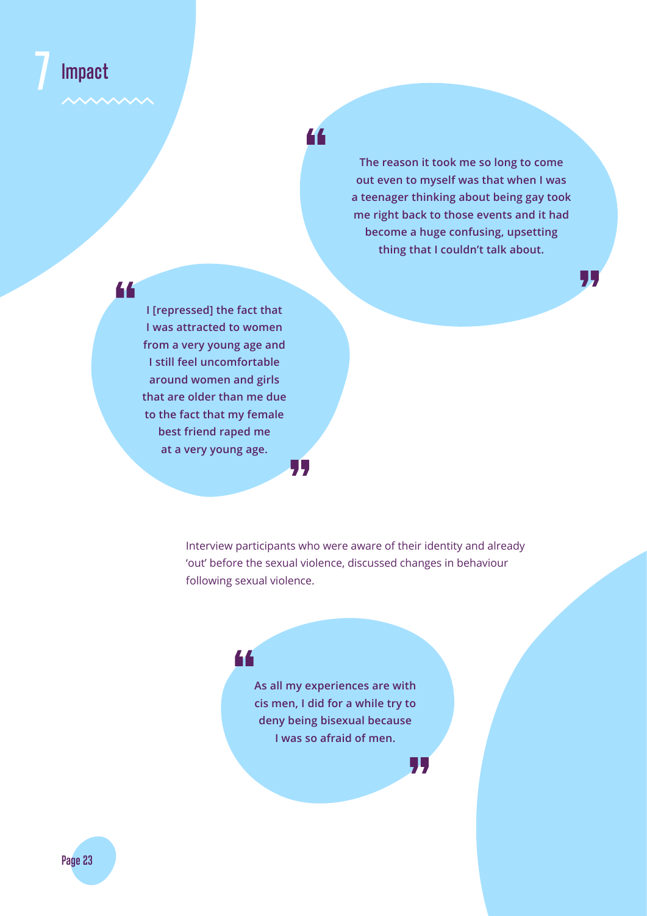# 7 Impact

> The reason it took me so long to come out even to myself was that when I was a teenager thinking about being gay took me right back to those events and it had become a huge confusing, upsetting thing that I couldn't talk about.

> I [repressed] the fact that I was attracted to women from a very young age and I still feel uncomfortable around women and girls that are older than me due to the fact that my female best friend raped me at a very young age.

Interview participants who were aware of their identity and already 'out' before the sexual violence, discussed changes in behaviour following sexual violence.

> As all my experiences are with cis men, I did for a while try to deny being bisexual because I was so afraid of men.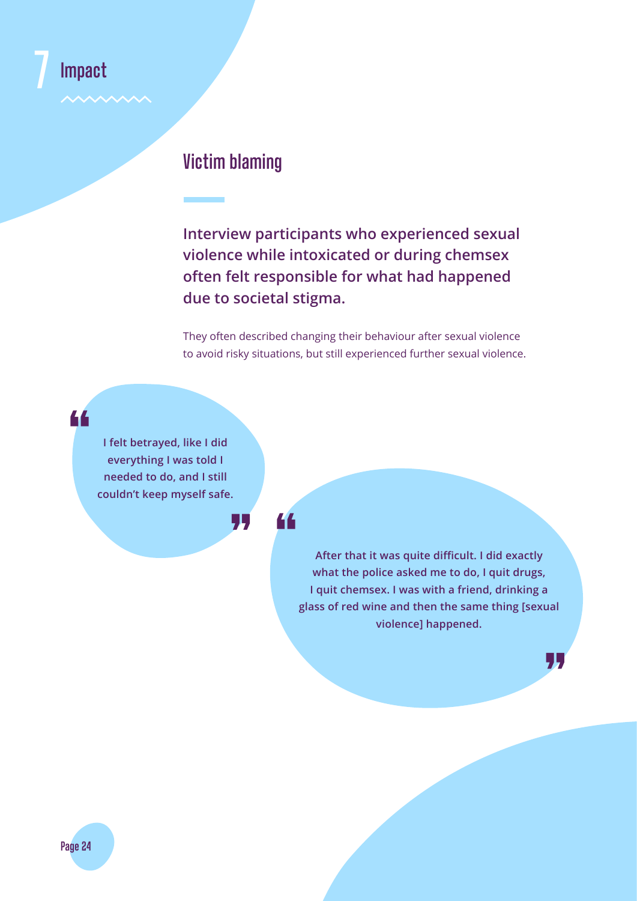# 7 Impact

## Victim blaming

**Interview participants who experienced sexual violence while intoxicated or during chemsex often felt responsible for what had happened due to societal stigma.**

They often described changing their behaviour after sexual violence to avoid risky situations, but still experienced further sexual violence.

> **"I felt betrayed, like I did everything I was told I needed to do, and I still couldn't keep myself safe."**

> **"After that it was quite difficult. I did exactly what the police asked me to do, I quit drugs, I quit chemsex. I was with a friend, drinking a glass of red wine and then the same thing [sexual violence] happened."**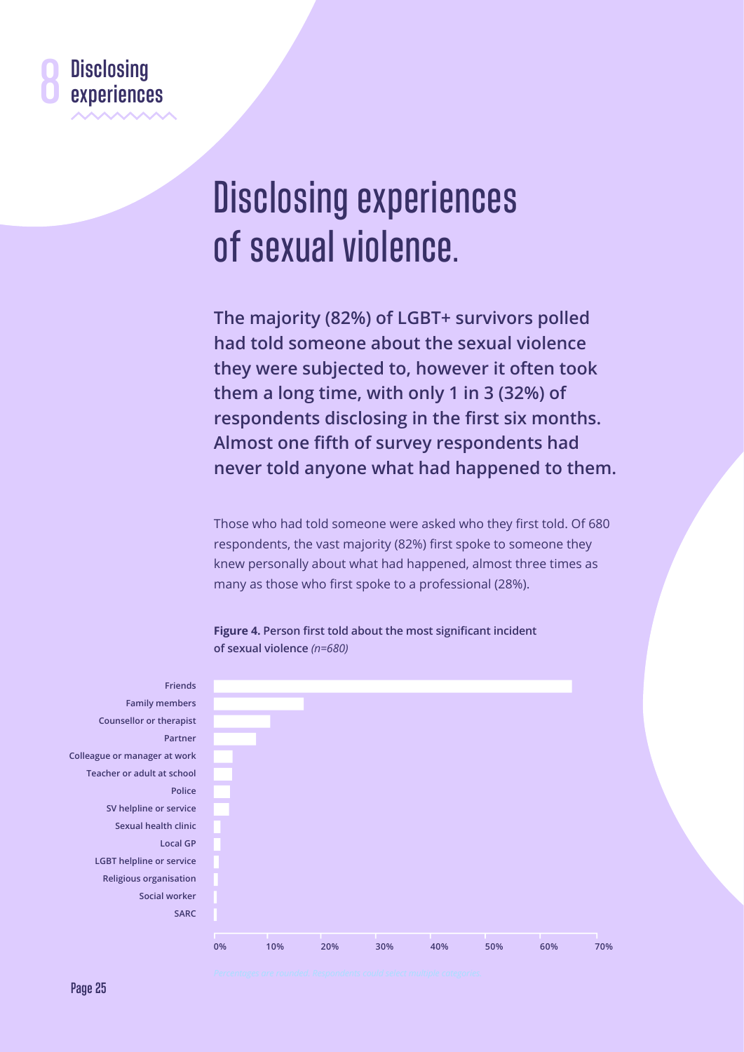# Disclosing experiences of sexual violence.

**The majority (82%) of LGBT+ survivors polled had told someone about the sexual violence they were subjected to, however it often took them a long time, with only 1 in 3 (32%) of respondents disclosing in the first six months. Almost one fifth of survey respondents had never told anyone what had happened to them.**

Those who had told someone were asked who they first told. Of 680 respondents, the vast majority (82%) first spoke to someone they knew personally about what had happened, almost three times as many as those who first spoke to a professional (28%).

**Figure 4.** **Person first told about the most significant incident of sexual violence** *(n=680)*

| Person first told | Approximate % |
|---|---|
| Friends | ~65% |
| Family members | ~16% |
| Counsellor or therapist | ~10% |
| Partner | ~8% |
| Colleague or manager at work | ~3% |
| Teacher or adult at school | ~3% |
| Police | ~3% |
| SV helpline or service | ~3% |
| Sexual health clinic | ~1% |
| Local GP | ~1% |
| LGBT helpline or service | ~1% |
| Religious organisation | <1% |
| Social worker | <1% |
| SARC | <1% |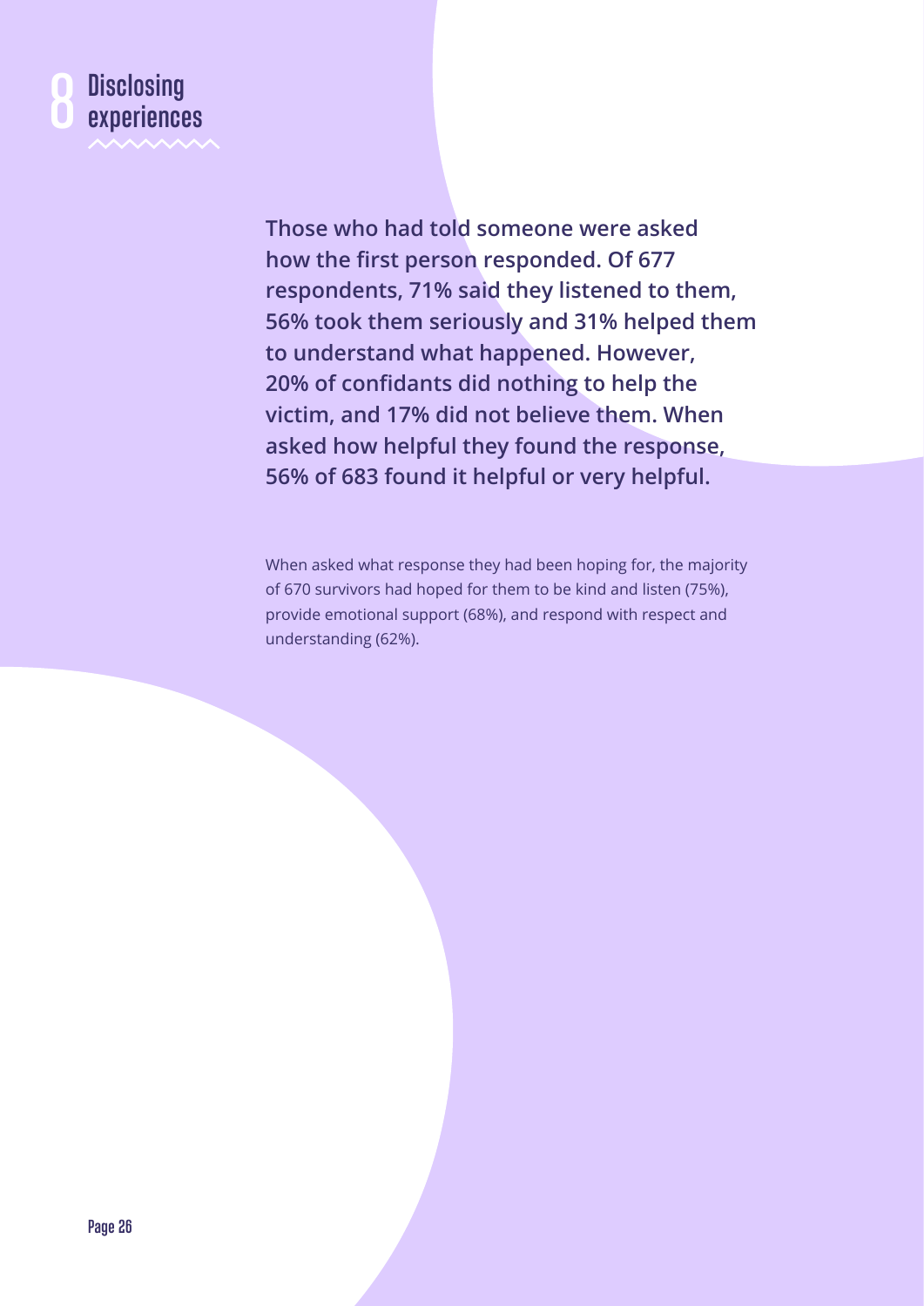# 8 Disclosing experiences

**Those who had told someone were asked how the first person responded. Of 677 respondents, 71% said they listened to them, 56% took them seriously and 31% helped them to understand what happened. However, 20% of confidants did nothing to help the victim, and 17% did not believe them. When asked how helpful they found the response, 56% of 683 found it helpful or very helpful.**

When asked what response they had been hoping for, the majority of 670 survivors had hoped for them to be kind and listen (75%), provide emotional support (68%), and respond with respect and understanding (62%).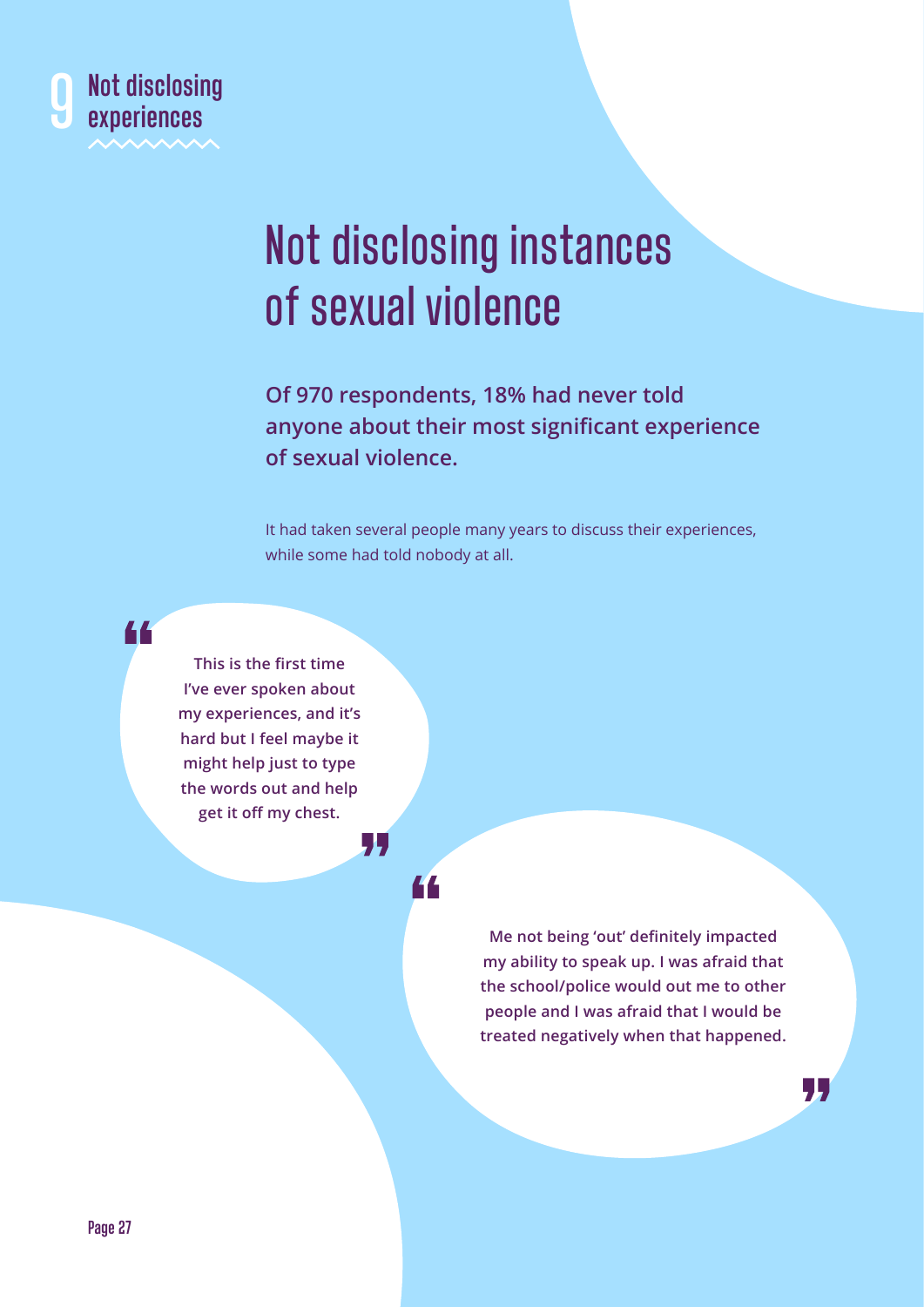# Not disclosing instances of sexual violence

**Of 970 respondents, 18% had never told anyone about their most significant experience of sexual violence.**

It had taken several people many years to discuss their experiences, while some had told nobody at all.

> **"This is the first time I've ever spoken about my experiences, and it's hard but I feel maybe it might help just to type the words out and help get it off my chest."**

> **"Me not being 'out' definitely impacted my ability to speak up. I was afraid that the school/police would out me to other people and I was afraid that I would be treated negatively when that happened."**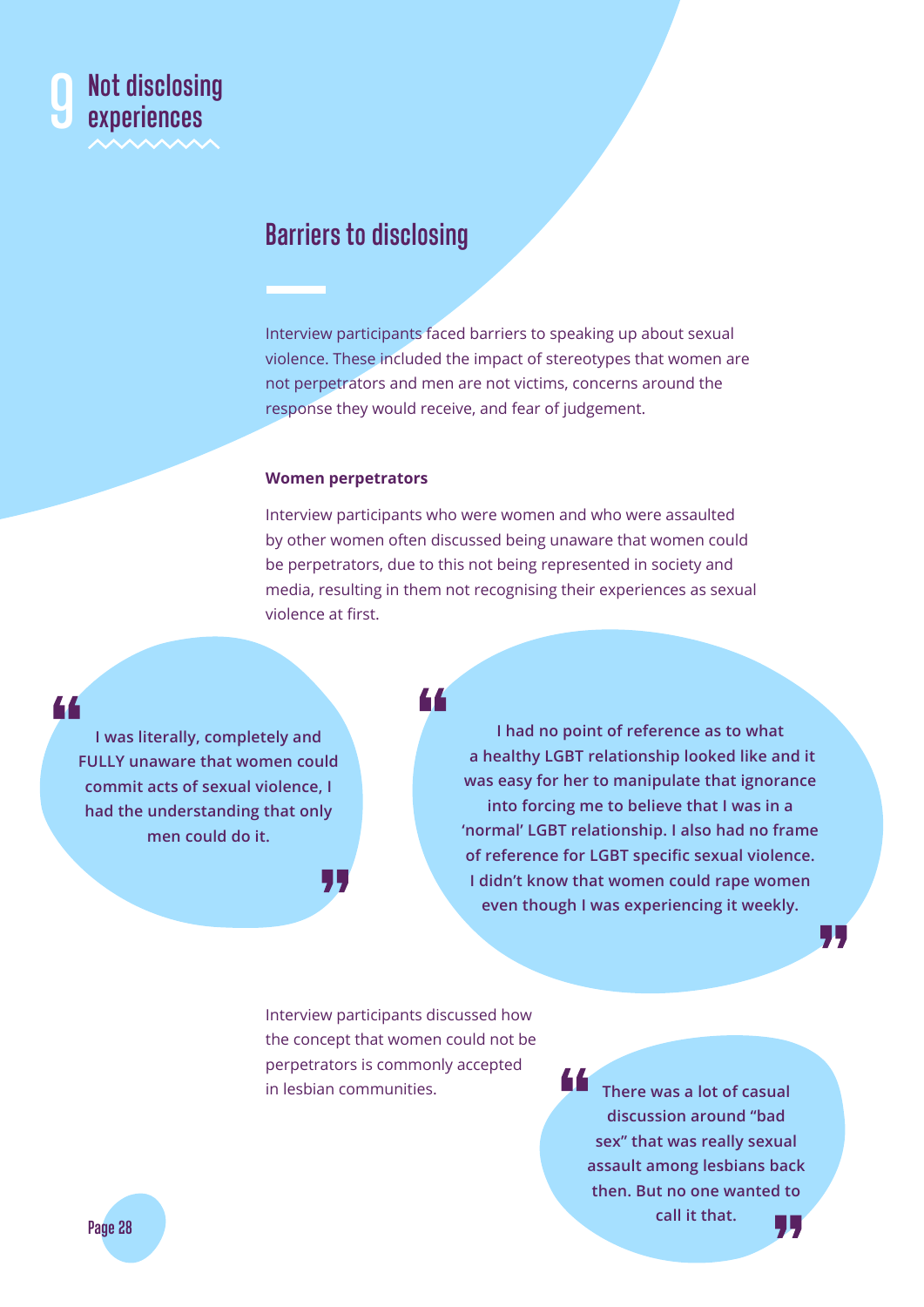# 9 Not disclosing experiences

## Barriers to disclosing

Interview participants faced barriers to speaking up about sexual violence. These included the impact of stereotypes that women are not perpetrators and men are not victims, concerns around the response they would receive, and fear of judgement.

**Women perpetrators**

Interview participants who were women and who were assaulted by other women often discussed being unaware that women could be perpetrators, due to this not being represented in society and media, resulting in them not recognising their experiences as sexual violence at first.

> **I was literally, completely and FULLY unaware that women could commit acts of sexual violence, I had the understanding that only men could do it.**

> **I had no point of reference as to what a healthy LGBT relationship looked like and it was easy for her to manipulate that ignorance into forcing me to believe that I was in a 'normal' LGBT relationship. I also had no frame of reference for LGBT specific sexual violence. I didn't know that women could rape women even though I was experiencing it weekly.**

Interview participants discussed how the concept that women could not be perpetrators is commonly accepted in lesbian communities.

> **There was a lot of casual discussion around "bad sex" that was really sexual assault among lesbians back then. But no one wanted to call it that.**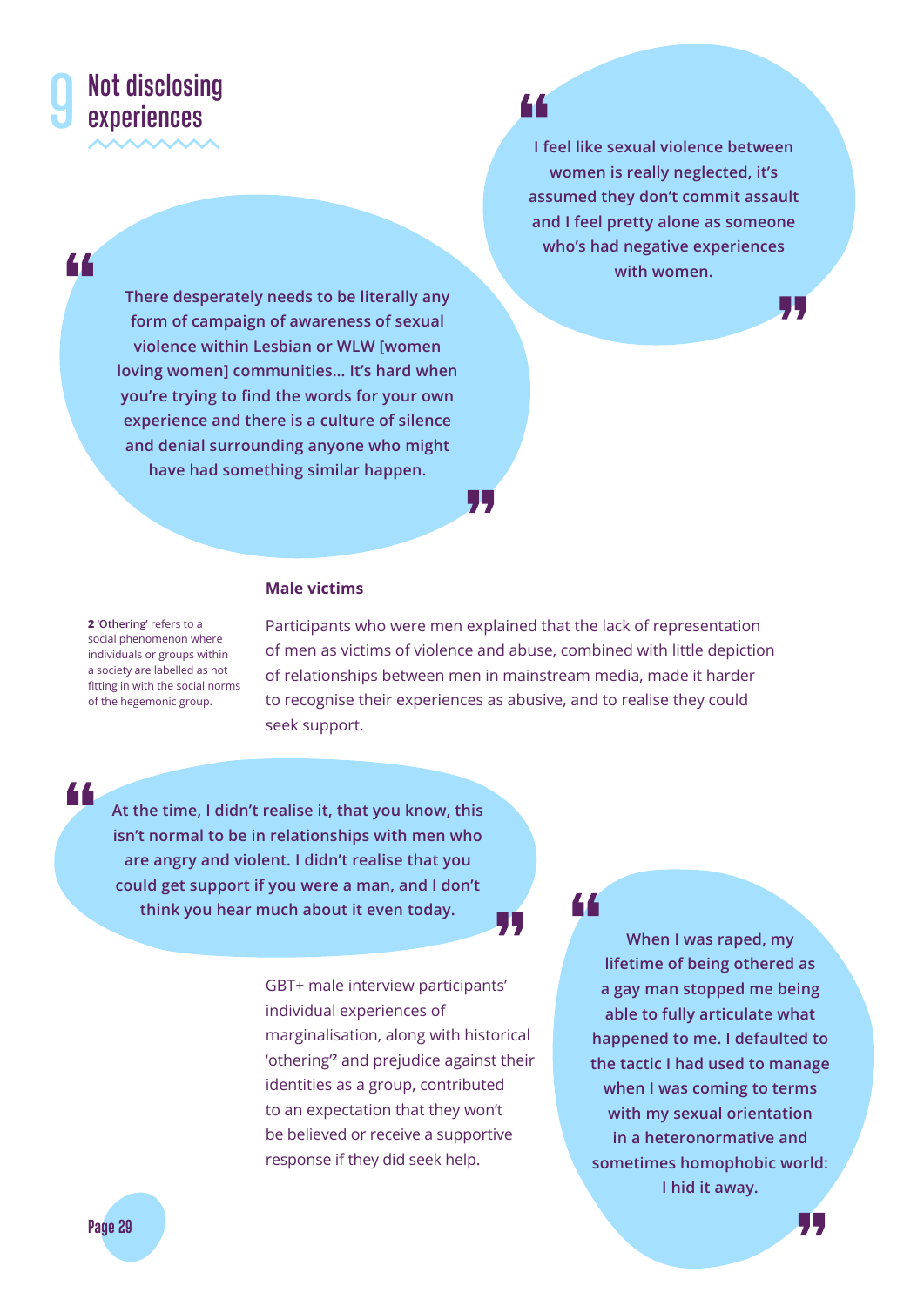## 9 Not disclosing experiences

> I feel like sexual violence between women is really neglected, it's assumed they don't commit assault and I feel pretty alone as someone who's had negative experiences with women.

> There desperately needs to be literally any form of campaign of awareness of sexual violence within Lesbian or WLW [women loving women] communities… It's hard when you're trying to find the words for your own experience and there is a culture of silence and denial surrounding anyone who might have had something similar happen.

### Male victims

Participants who were men explained that the lack of representation of men as victims of violence and abuse, combined with little depiction of relationships between men in mainstream media, made it harder to recognise their experiences as abusive, and to realise they could seek support.

> At the time, I didn't realise it, that you know, this isn't normal to be in relationships with men who are angry and violent. I didn't realise that you could get support if you were a man, and I don't think you hear much about it even today.

GBT+ male interview participants' individual experiences of marginalisation, along with historical 'othering'[2] and prejudice against their identities as a group, contributed to an expectation that they won't be believed or receive a supportive response if they did seek help.

> When I was raped, my lifetime of being othered as a gay man stopped me being able to fully articulate what happened to me. I defaulted to the tactic I had used to manage when I was coming to terms with my sexual orientation in a heteronormative and sometimes homophobic world: I hid it away.

**2** 'Othering' refers to a social phenomenon where individuals or groups within a society are labelled as not fitting in with the social norms of the hegemonic group.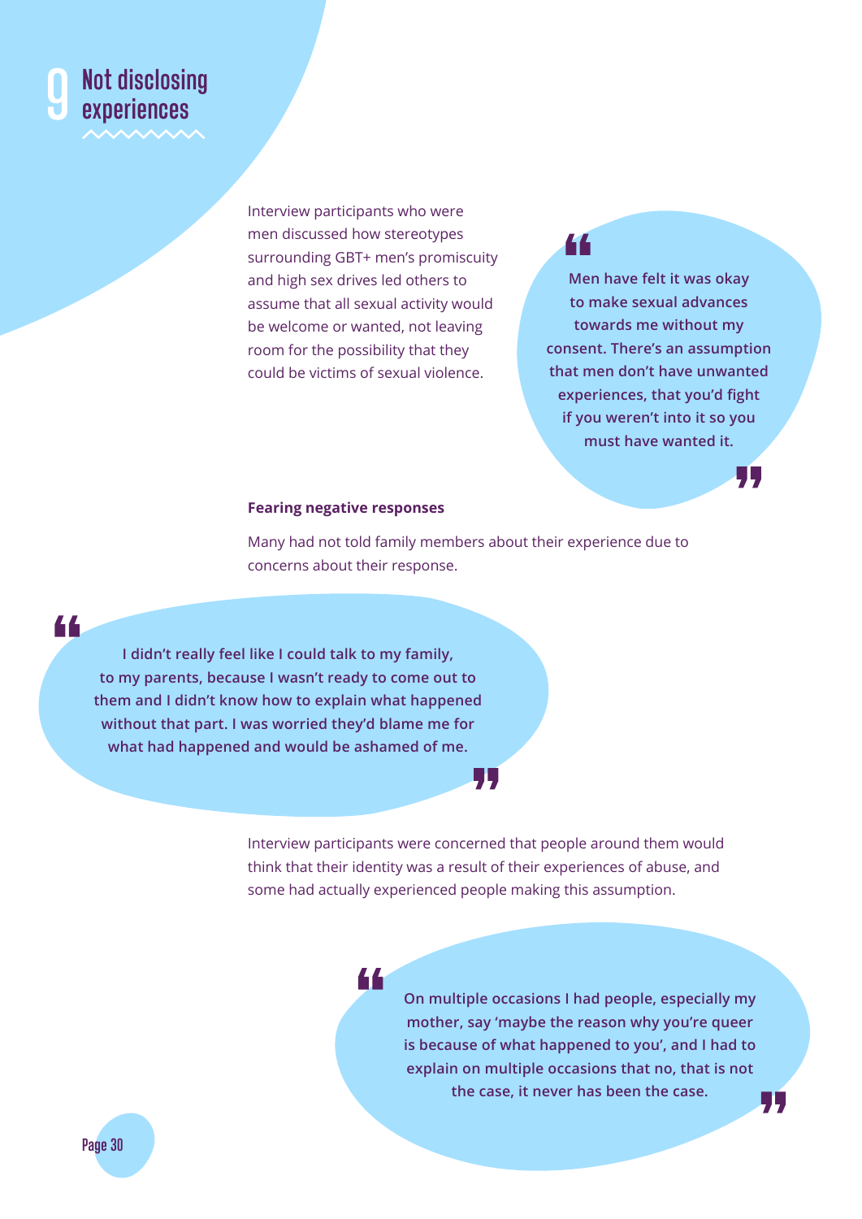# 9 Not disclosing experiences

Interview participants who were men discussed how stereotypes surrounding GBT+ men's promiscuity and high sex drives led others to assume that all sexual activity would be welcome or wanted, not leaving room for the possibility that they could be victims of sexual violence.

> **Men have felt it was okay to make sexual advances towards me without my consent. There's an assumption that men don't have unwanted experiences, that you'd fight if you weren't into it so you must have wanted it.**

### Fearing negative responses

Many had not told family members about their experience due to concerns about their response.

> **I didn't really feel like I could talk to my family, to my parents, because I wasn't ready to come out to them and I didn't know how to explain what happened without that part. I was worried they'd blame me for what had happened and would be ashamed of me.**

Interview participants were concerned that people around them would think that their identity was a result of their experiences of abuse, and some had actually experienced people making this assumption.

> **On multiple occasions I had people, especially my mother, say 'maybe the reason why you're queer is because of what happened to you', and I had to explain on multiple occasions that no, that is not the case, it never has been the case.**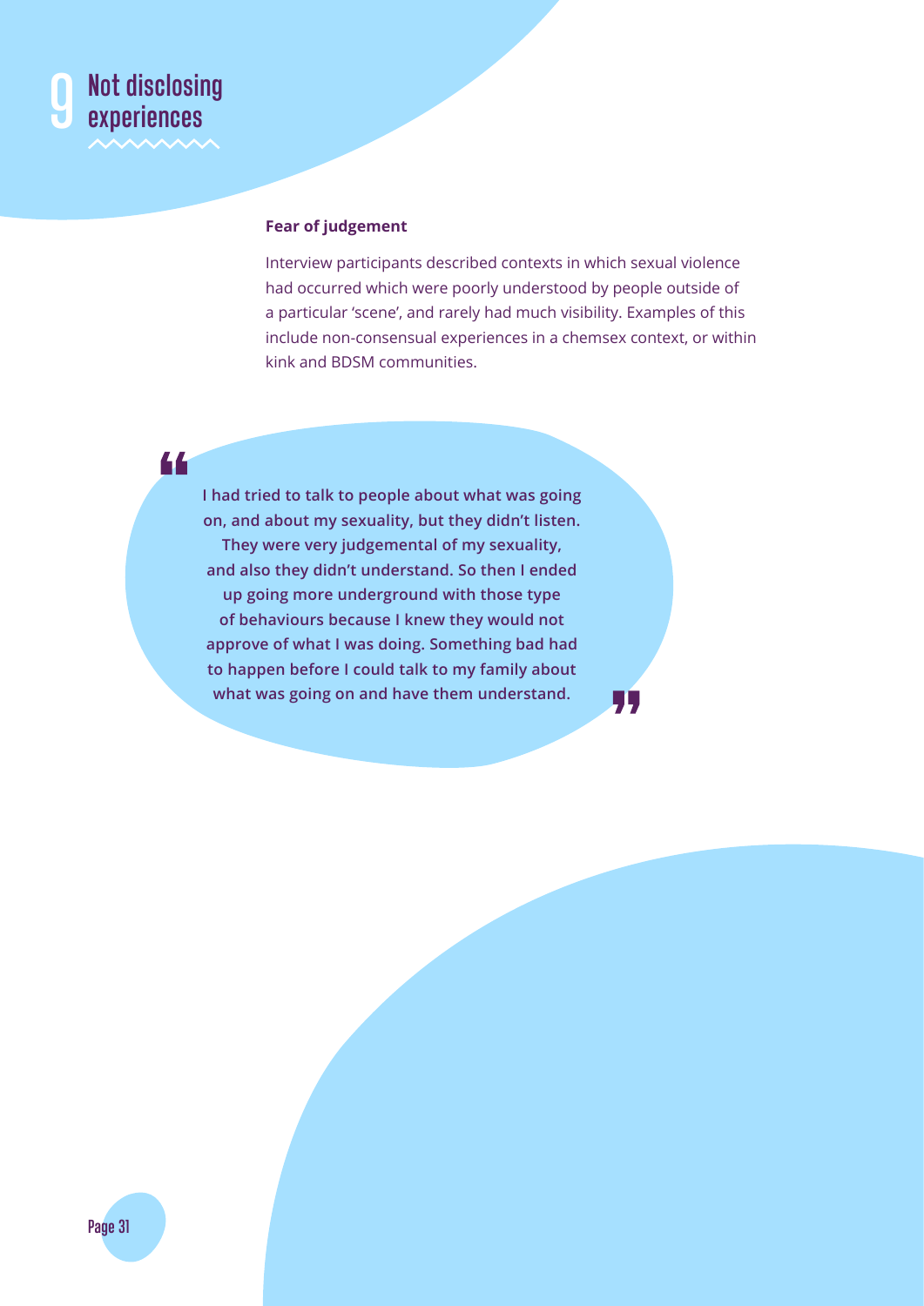# 9 Not disclosing experiences

### Fear of judgement

Interview participants described contexts in which sexual violence had occurred which were poorly understood by people outside of a particular 'scene', and rarely had much visibility. Examples of this include non-consensual experiences in a chemsex context, or within kink and BDSM communities.

> **"I had tried to talk to people about what was going on, and about my sexuality, but they didn't listen. They were very judgemental of my sexuality, and also they didn't understand. So then I ended up going more underground with those type of behaviours because I knew they would not approve of what I was doing. Something bad had to happen before I could talk to my family about what was going on and have them understand."**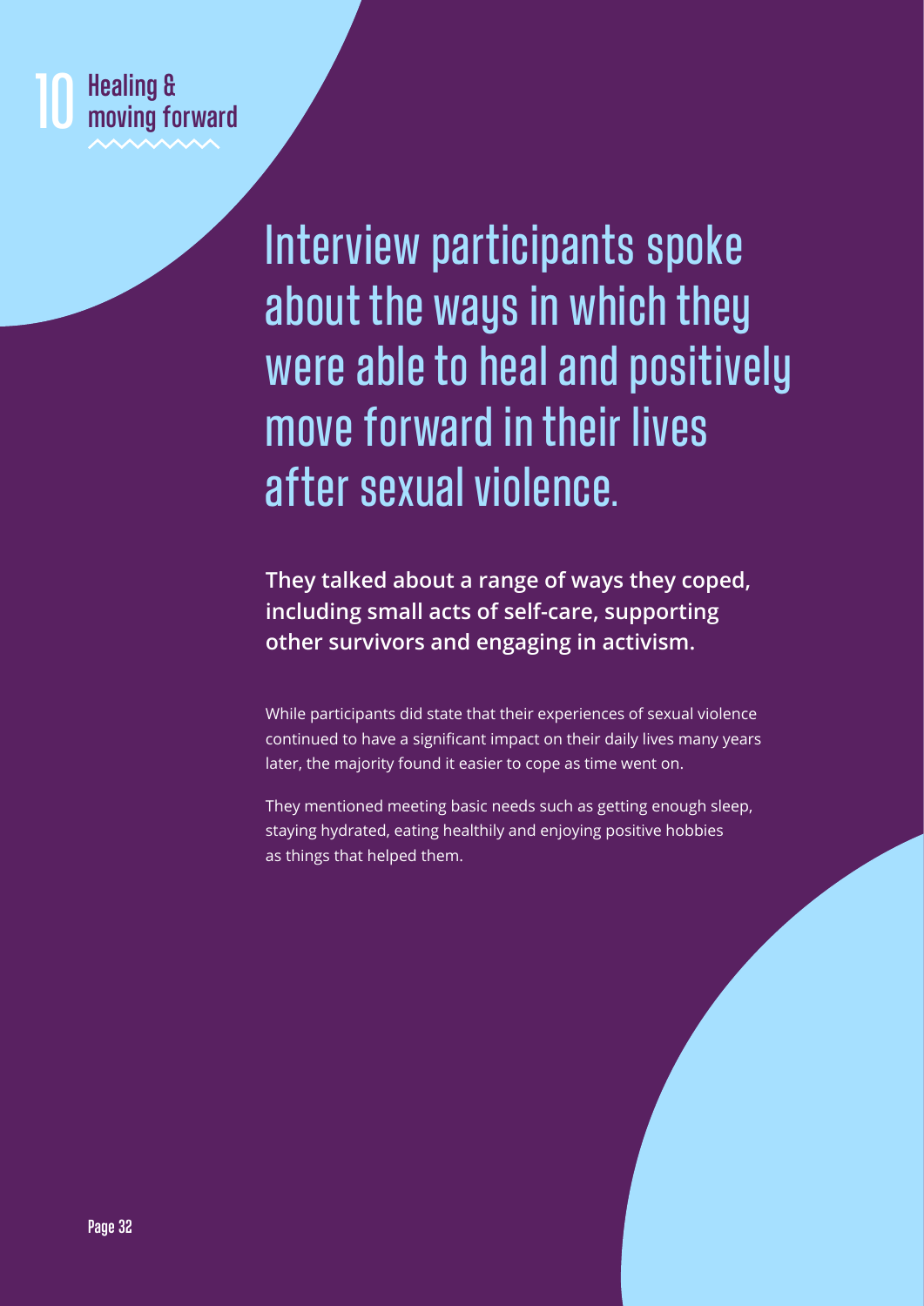# 10 Healing & moving forward

## Interview participants spoke about the ways in which they were able to heal and positively move forward in their lives after sexual violence.

**They talked about a range of ways they coped, including small acts of self-care, supporting other survivors and engaging in activism.**

While participants did state that their experiences of sexual violence continued to have a significant impact on their daily lives many years later, the majority found it easier to cope as time went on.

They mentioned meeting basic needs such as getting enough sleep, staying hydrated, eating healthily and enjoying positive hobbies as things that helped them.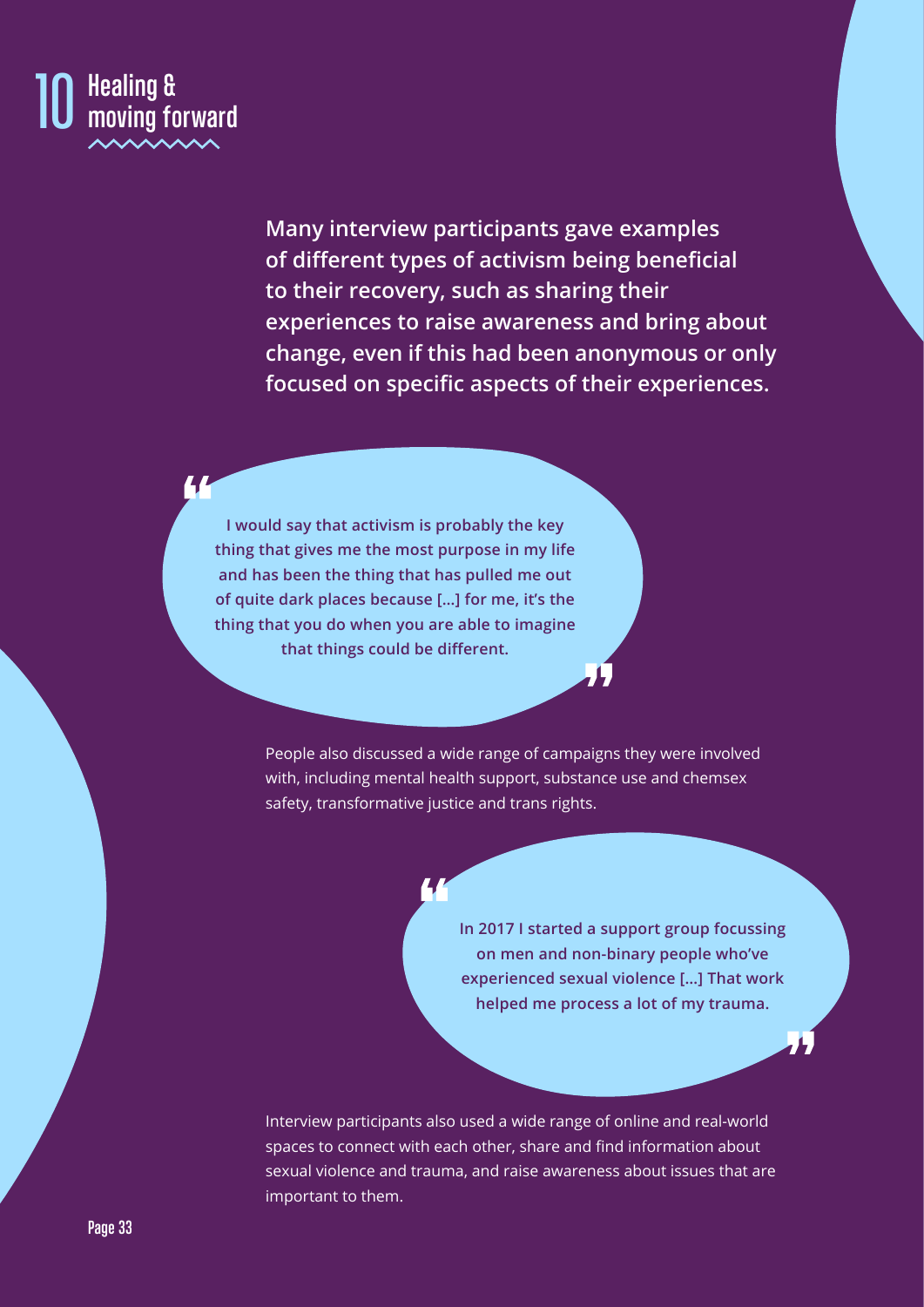# 10 Healing & moving forward

**Many interview participants gave examples of different types of activism being beneficial to their recovery, such as sharing their experiences to raise awareness and bring about change, even if this had been anonymous or only focused on specific aspects of their experiences.**

> **"I would say that activism is probably the key thing that gives me the most purpose in my life and has been the thing that has pulled me out of quite dark places because [...] for me, it's the thing that you do when you are able to imagine that things could be different."**

People also discussed a wide range of campaigns they were involved with, including mental health support, substance use and chemsex safety, transformative justice and trans rights.

> **"In 2017 I started a support group focussing on men and non-binary people who've experienced sexual violence [...] That work helped me process a lot of my trauma."**

Interview participants also used a wide range of online and real-world spaces to connect with each other, share and find information about sexual violence and trauma, and raise awareness about issues that are important to them.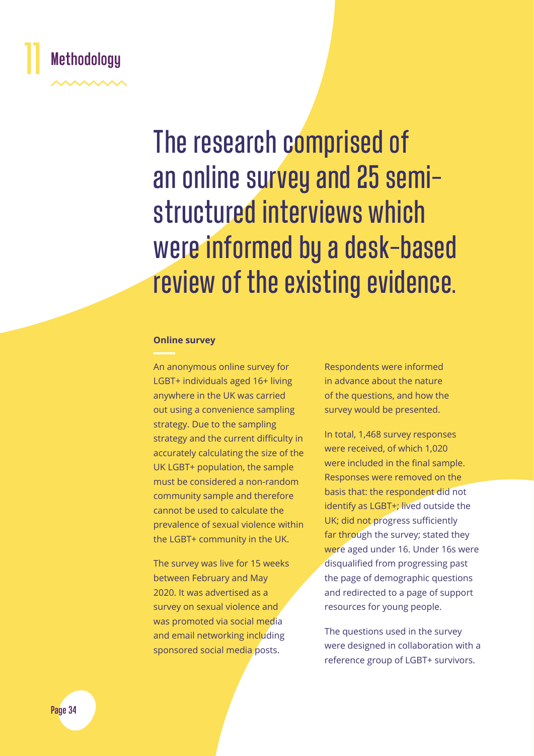# 11 Methodology

## The research comprised of an online survey and 25 semi-structured interviews which were informed by a desk-based review of the existing evidence.

**Online survey**

An anonymous online survey for LGBT+ individuals aged 16+ living anywhere in the UK was carried out using a convenience sampling strategy. Due to the sampling strategy and the current difficulty in accurately calculating the size of the UK LGBT+ population, the sample must be considered a non-random community sample and therefore cannot be used to calculate the prevalence of sexual violence within the LGBT+ community in the UK.

The survey was live for 15 weeks between February and May 2020. It was advertised as a survey on sexual violence and was promoted via social media and email networking including sponsored social media posts.

Respondents were informed in advance about the nature of the questions, and how the survey would be presented.

In total, 1,468 survey responses were received, of which 1,020 were included in the final sample. Responses were removed on the basis that: the respondent did not identify as LGBT+; lived outside the UK; did not progress sufficiently far through the survey; stated they were aged under 16. Under 16s were disqualified from progressing past the page of demographic questions and redirected to a page of support resources for young people.

The questions used in the survey were designed in collaboration with a reference group of LGBT+ survivors.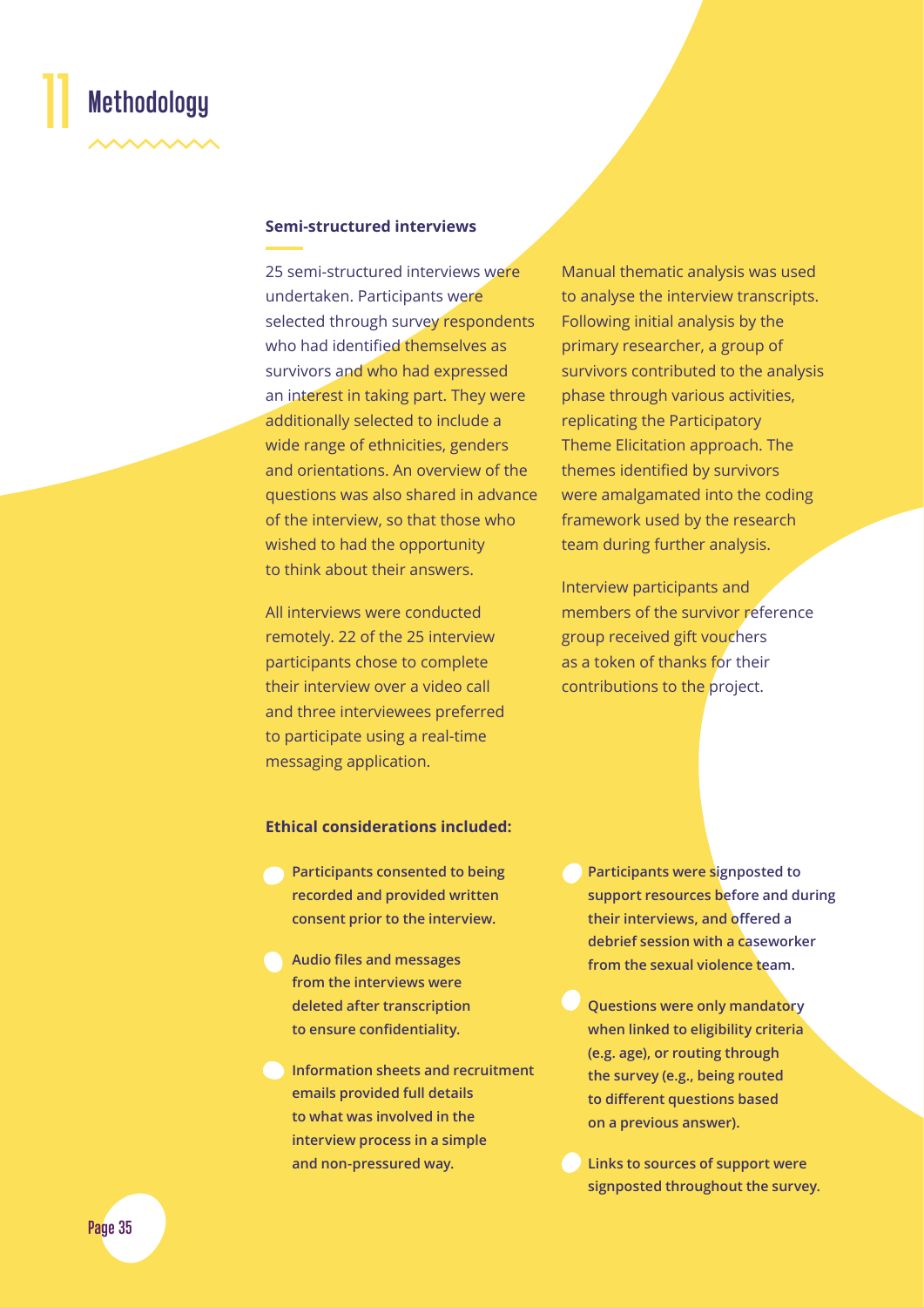# 11 Methodology

### Semi-structured interviews

25 semi-structured interviews were undertaken. Participants were selected through survey respondents who had identified themselves as survivors and who had expressed an interest in taking part. They were additionally selected to include a wide range of ethnicities, genders and orientations. An overview of the questions was also shared in advance of the interview, so that those who wished to had the opportunity to think about their answers.

All interviews were conducted remotely. 22 of the 25 interview participants chose to complete their interview over a video call and three interviewees preferred to participate using a real-time messaging application.

Manual thematic analysis was used to analyse the interview transcripts. Following initial analysis by the primary researcher, a group of survivors contributed to the analysis phase through various activities, replicating the Participatory Theme Elicitation approach. The themes identified by survivors were amalgamated into the coding framework used by the research team during further analysis.

Interview participants and members of the survivor reference group received gift vouchers as a token of thanks for their contributions to the project.

### Ethical considerations included:

- **Participants consented to being recorded and provided written consent prior to the interview.**
- **Audio files and messages from the interviews were deleted after transcription to ensure confidentiality.**
- **Information sheets and recruitment emails provided full details to what was involved in the interview process in a simple and non-pressured way.**
- **Participants were signposted to support resources before and during their interviews, and offered a debrief session with a caseworker from the sexual violence team.**
- **Questions were only mandatory when linked to eligibility criteria (e.g. age), or routing through the survey (e.g., being routed to different questions based on a previous answer).**
- **Links to sources of support were signposted throughout the survey.**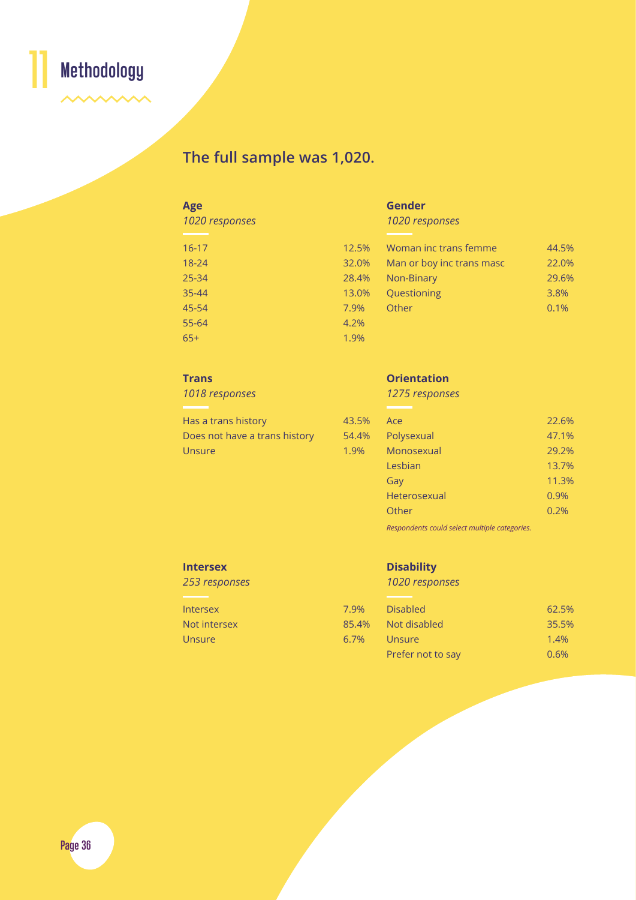# 11 Methodology

## The full sample was 1,020.

### Age

*1020 responses*

| | |
|---|---|
| 16-17 | 12.5% |
| 18-24 | 32.0% |
| 25-34 | 28.4% |
| 35-44 | 13.0% |
| 45-54 | 7.9% |
| 55-64 | 4.2% |
| 65+ | 1.9% |

### Gender

*1020 responses*

| | |
|---|---|
| Woman inc trans femme | 44.5% |
| Man or boy inc trans masc | 22.0% |
| Non-Binary | 29.6% |
| Questioning | 3.8% |
| Other | 0.1% |

### Trans

*1018 responses*

| | |
|---|---|
| Has a trans history | 43.5% |
| Does not have a trans history | 54.4% |
| Unsure | 1.9% |

### Orientation

*1275 responses*

| | |
|---|---|
| Ace | 22.6% |
| Polysexual | 47.1% |
| Monosexual | 29.2% |
| Lesbian | 13.7% |
| Gay | 11.3% |
| Heterosexual | 0.9% |
| Other | 0.2% |

*Respondents could select multiple categories.*

### Intersex

*253 responses*

| | |
|---|---|
| Intersex | 7.9% |
| Not intersex | 85.4% |
| Unsure | 6.7% |

### Disability

*1020 responses*

| | |
|---|---|
| Disabled | 62.5% |
| Not disabled | 35.5% |
| Unsure | 1.4% |
| Prefer not to say | 0.6% |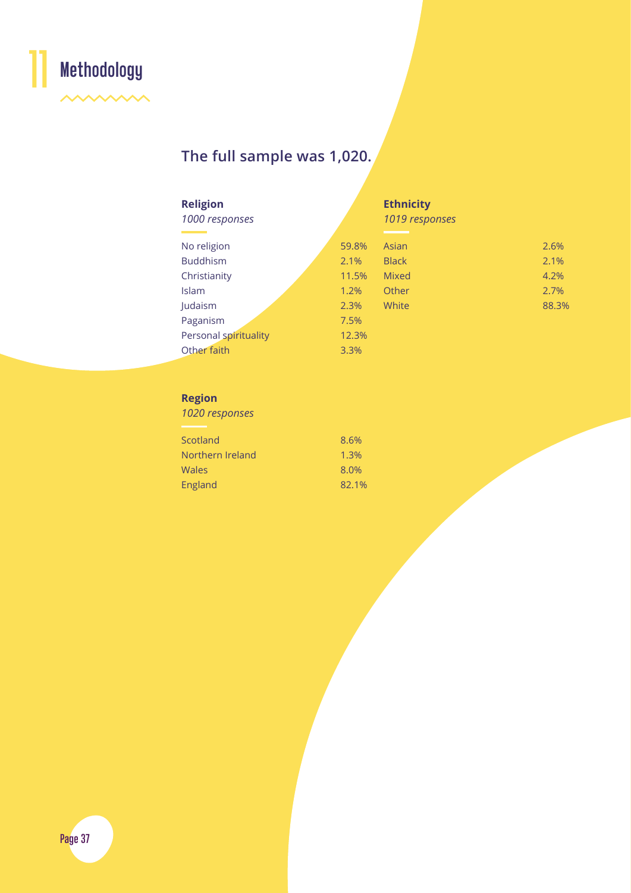# 11 Methodology

**The full sample was 1,020.**

### Religion

*1000 responses*

| Religion | % |
|---|---|
| No religion | 59.8% |
| Buddhism | 2.1% |
| Christianity | 11.5% |
| Islam | 1.2% |
| Judaism | 2.3% |
| Paganism | 7.5% |
| Personal spirituality | 12.3% |
| Other faith | 3.3% |

### Ethnicity

*1019 responses*

| Ethnicity | % |
|---|---|
| Asian | 2.6% |
| Black | 2.1% |
| Mixed | 4.2% |
| Other | 2.7% |
| White | 88.3% |

### Region

*1020 responses*

| Region | % |
|---|---|
| Scotland | 8.6% |
| Northern Ireland | 1.3% |
| Wales | 8.0% |
| England | 82.1% |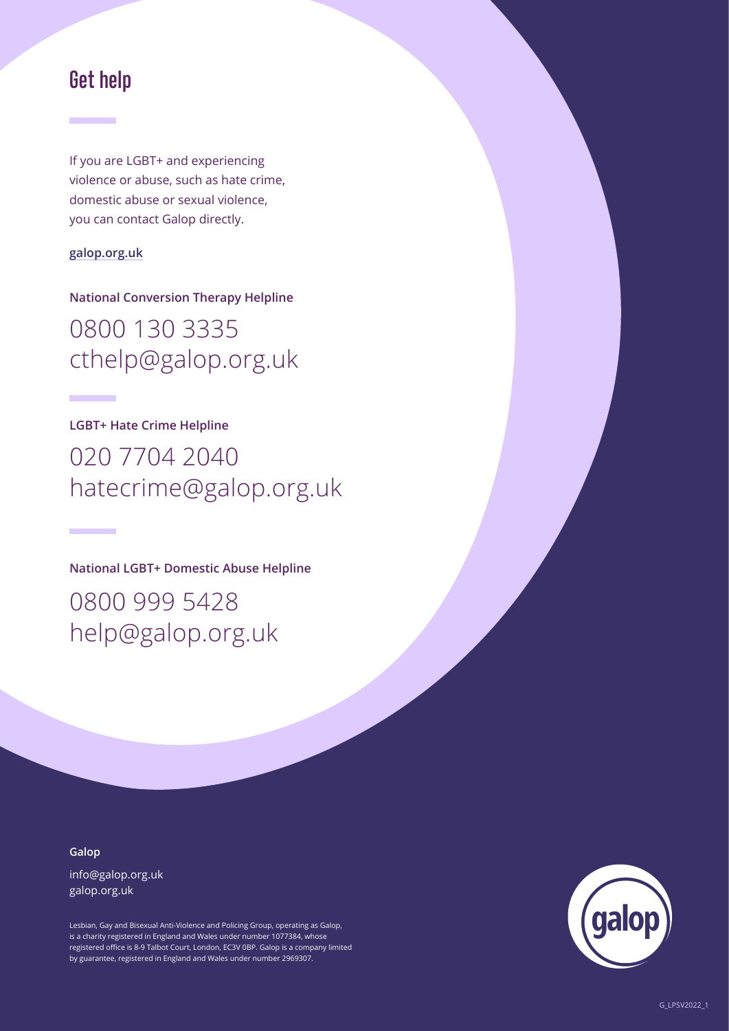# Get help

If you are LGBT+ and experiencing violence or abuse, such as hate crime, domestic abuse or sexual violence, you can contact Galop directly.

**galop.org.uk**

**National Conversion Therapy Helpline**

0800 130 3335
cthelp@galop.org.uk

**LGBT+ Hate Crime Helpline**

020 7704 2040
hatecrime@galop.org.uk

**National LGBT+ Domestic Abuse Helpline**

0800 999 5428
help@galop.org.uk

**Galop**

info@galop.org.uk
galop.org.uk

Lesbian, Gay and Bisexual Anti-Violence and Policing Group, operating as Galop, is a charity registered in England and Wales under number 1077384, whose registered office is 8-9 Talbot Court, London, EC3V 0BP. Galop is a company limited by guarantee, registered in England and Wales under number 2969307.

galop

G_LPSV2022_1